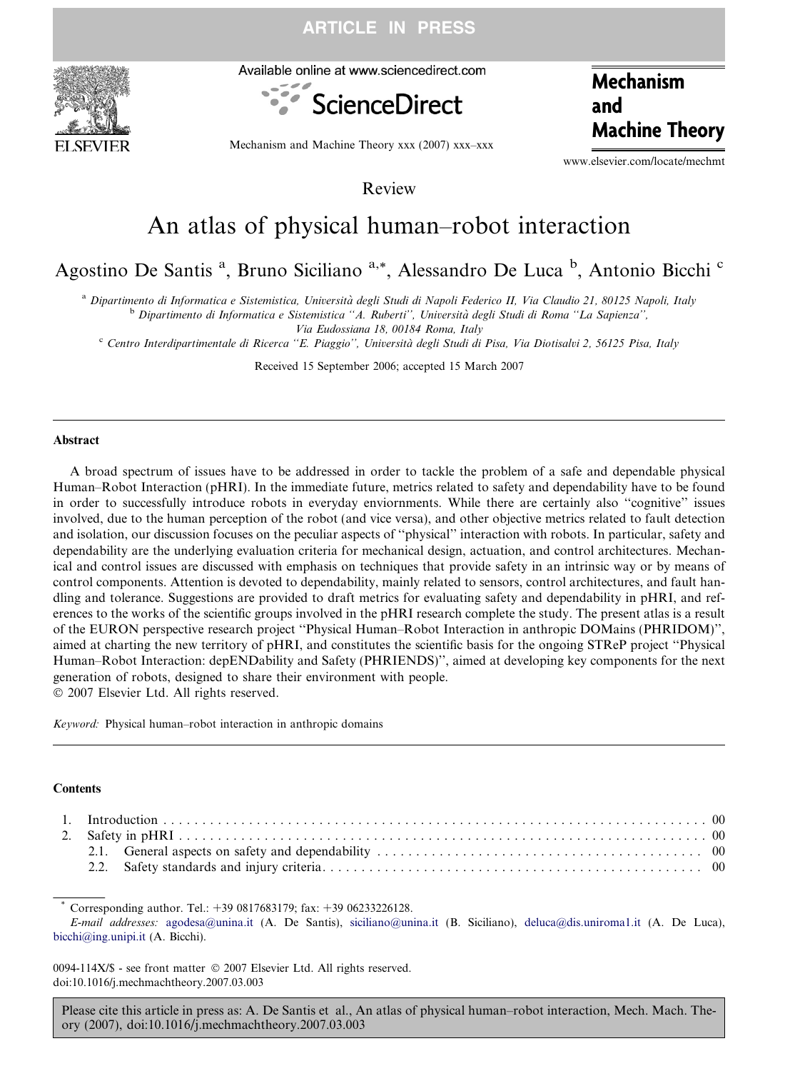Review

# An atlas of physical human–robot interaction

Agostino De Santis [a], Bruno Siciliano [a,*], Alessandro De Luca [b], Antonio Bicchi [c]

[a] *Dipartimento di Informatica e Sistemistica, Università degli Studi di Napoli Federico II, Via Claudio 21, 80125 Napoli, Italy*

[b] *Dipartimento di Informatica e Sistemistica "A. Ruberti", Università degli Studi di Roma "La Sapienza", Via Eudossiana 18, 00184 Roma, Italy*

[c] *Centro Interdipartimentale di Ricerca "E. Piaggio", Università degli Studi di Pisa, Via Diotisalvi 2, 56125 Pisa, Italy*

Received 15 September 2006; accepted 15 March 2007

## Abstract

A broad spectrum of issues have to be addressed in order to tackle the problem of a safe and dependable physical Human–Robot Interaction (pHRI). In the immediate future, metrics related to safety and dependability have to be found in order to successfully introduce robots in everyday enviornments. While there are certainly also "cognitive" issues involved, due to the human perception of the robot (and vice versa), and other objective metrics related to fault detection and isolation, our discussion focuses on the peculiar aspects of "physical" interaction with robots. In particular, safety and dependability are the underlying evaluation criteria for mechanical design, actuation, and control architectures. Mechanical and control issues are discussed with emphasis on techniques that provide safety in an intrinsic way or by means of control components. Attention is devoted to dependability, mainly related to sensors, control architectures, and fault handling and tolerance. Suggestions are provided to draft metrics for evaluating safety and dependability in pHRI, and references to the works of the scientific groups involved in the pHRI research complete the study. The present atlas is a result of the EURON perspective research project "Physical Human–Robot Interaction in anthropic DOMains (PHRIDOM)", aimed at charting the new territory of pHRI, and constitutes the scientific basis for the ongoing STReP project "Physical Human–Robot Interaction: depENDability and Safety (PHRIENDS)", aimed at developing key components for the next generation of robots, designed to share their environment with people.

© 2007 Elsevier Ltd. All rights reserved.

*Keyword:* Physical human–robot interaction in anthropic domains

## Contents

1. Introduction . . . . . . . . . . 00
2. Safety in pHRI . . . . . . . . . . 00
   - 2.1. General aspects on safety and dependability . . . . . . . . . . 00
   - 2.2. Safety standards and injury criteria . . . . . . . . . . 00

---

* Corresponding author. Tel.: +39 0817683179; fax: +39 06233226128.

*E-mail addresses:* agodesa@unina.it (A. De Santis), siciliano@unina.it (B. Siciliano), deluca@dis.uniroma1.it (A. De Luca), bicchi@ing.unipi.it (A. Bicchi).

0094-114X/$ - see front matter © 2007 Elsevier Ltd. All rights reserved.
doi:10.1016/j.mechmachtheory.2007.03.003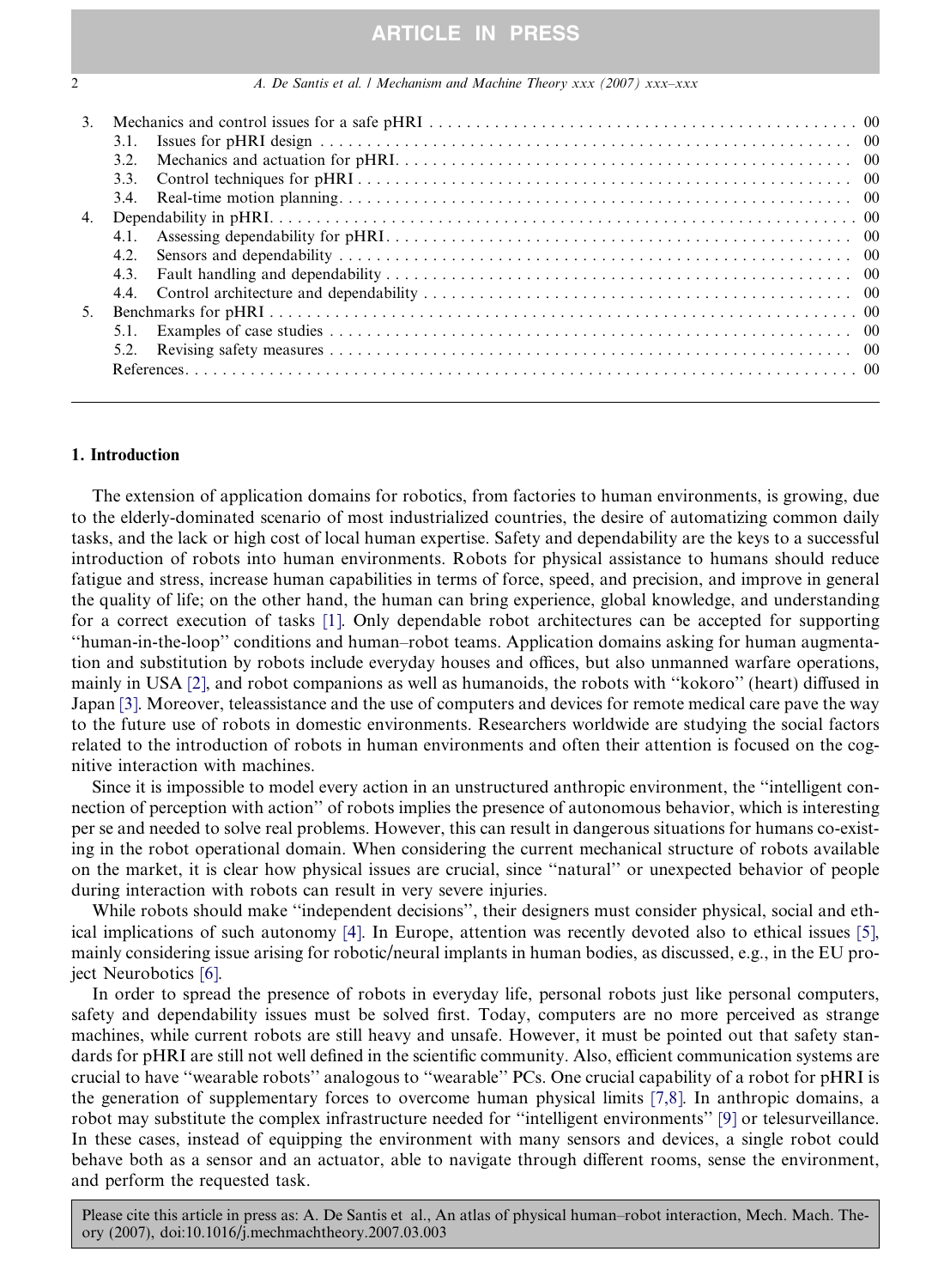3. Mechanics and control issues for a safe pHRI . . . . . . . . . . 00
   - 3.1. Issues for pHRI design . . . . . . . . . . 00
   - 3.2. Mechanics and actuation for pHRI. . . . . . . . . . 00
   - 3.3. Control techniques for pHRI . . . . . . . . . . 00
   - 3.4. Real-time motion planning. . . . . . . . . . 00
4. Dependability in pHRI. . . . . . . . . . 00
   - 4.1. Assessing dependability for pHRI. . . . . . . . . . 00
   - 4.2. Sensors and dependability . . . . . . . . . . 00
   - 4.3. Fault handling and dependability . . . . . . . . . . 00
   - 4.4. Control architecture and dependability . . . . . . . . . . 00
5. Benchmarks for pHRI . . . . . . . . . . 00
   - 5.1. Examples of case studies . . . . . . . . . . 00
   - 5.2. Revising safety measures . . . . . . . . . . 00

References. . . . . . . . . . 00

## 1. Introduction

The extension of application domains for robotics, from factories to human environments, is growing, due to the elderly-dominated scenario of most industrialized countries, the desire of automatizing common daily tasks, and the lack or high cost of local human expertise. Safety and dependability are the keys to a successful introduction of robots into human environments. Robots for physical assistance to humans should reduce fatigue and stress, increase human capabilities in terms of force, speed, and precision, and improve in general the quality of life; on the other hand, the human can bring experience, global knowledge, and understanding for a correct execution of tasks [1]. Only dependable robot architectures can be accepted for supporting ''human-in-the-loop'' conditions and human–robot teams. Application domains asking for human augmentation and substitution by robots include everyday houses and offices, but also unmanned warfare operations, mainly in USA [2], and robot companions as well as humanoids, the robots with ''kokoro'' (heart) diffused in Japan [3]. Moreover, teleassistance and the use of computers and devices for remote medical care pave the way to the future use of robots in domestic environments. Researchers worldwide are studying the social factors related to the introduction of robots in human environments and often their attention is focused on the cognitive interaction with machines.

Since it is impossible to model every action in an unstructured anthropic environment, the ''intelligent connection of perception with action'' of robots implies the presence of autonomous behavior, which is interesting per se and needed to solve real problems. However, this can result in dangerous situations for humans co-existing in the robot operational domain. When considering the current mechanical structure of robots available on the market, it is clear how physical issues are crucial, since ''natural'' or unexpected behavior of people during interaction with robots can result in very severe injuries.

While robots should make ''independent decisions'', their designers must consider physical, social and ethical implications of such autonomy [4]. In Europe, attention was recently devoted also to ethical issues [5], mainly considering issue arising for robotic/neural implants in human bodies, as discussed, e.g., in the EU project Neurobotics [6].

In order to spread the presence of robots in everyday life, personal robots just like personal computers, safety and dependability issues must be solved first. Today, computers are no more perceived as strange machines, while current robots are still heavy and unsafe. However, it must be pointed out that safety standards for pHRI are still not well defined in the scientific community. Also, efficient communication systems are crucial to have ''wearable robots'' analogous to ''wearable'' PCs. One crucial capability of a robot for pHRI is the generation of supplementary forces to overcome human physical limits [7,8]. In anthropic domains, a robot may substitute the complex infrastructure needed for ''intelligent environments'' [9] or telesurveillance. In these cases, instead of equipping the environment with many sensors and devices, a single robot could behave both as a sensor and an actuator, able to navigate through different rooms, sense the environment, and perform the requested task.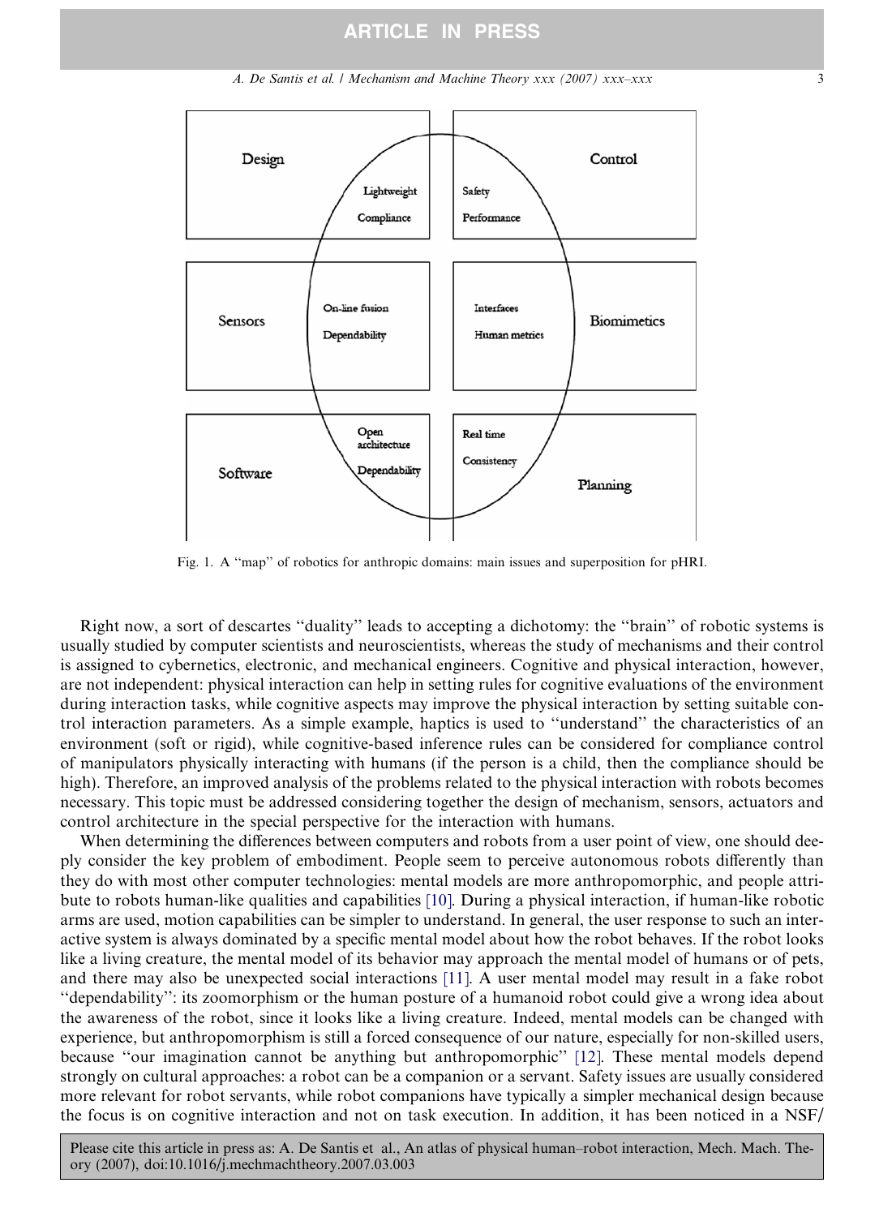Design

Lightweight

Compliance

Control

Safety

Performance

Sensors

On-line fusion

Dependability

Interfaces

Human metrics

Biomimetics

Software

Open architecture

Dependability

Real time

Consistency

Planning

Fig. 1. A "map" of robotics for anthropic domains: main issues and superposition for pHRI.

Right now, a sort of descartes "duality" leads to accepting a dichotomy: the "brain" of robotic systems is usually studied by computer scientists and neuroscientists, whereas the study of mechanisms and their control is assigned to cybernetics, electronic, and mechanical engineers. Cognitive and physical interaction, however, are not independent: physical interaction can help in setting rules for cognitive evaluations of the environment during interaction tasks, while cognitive aspects may improve the physical interaction by setting suitable control interaction parameters. As a simple example, haptics is used to "understand" the characteristics of an environment (soft or rigid), while cognitive-based inference rules can be considered for compliance control of manipulators physically interacting with humans (if the person is a child, then the compliance should be high). Therefore, an improved analysis of the problems related to the physical interaction with robots becomes necessary. This topic must be addressed considering together the design of mechanism, sensors, actuators and control architecture in the special perspective for the interaction with humans.

When determining the differences between computers and robots from a user point of view, one should deeply consider the key problem of embodiment. People seem to perceive autonomous robots differently than they do with most other computer technologies: mental models are more anthropomorphic, and people attribute to robots human-like qualities and capabilities [10]. During a physical interaction, if human-like robotic arms are used, motion capabilities can be simpler to understand. In general, the user response to such an interactive system is always dominated by a specific mental model about how the robot behaves. If the robot looks like a living creature, the mental model of its behavior may approach the mental model of humans or of pets, and there may also be unexpected social interactions [11]. A user mental model may result in a fake robot "dependability": its zoomorphism or the human posture of a humanoid robot could give a wrong idea about the awareness of the robot, since it looks like a living creature. Indeed, mental models can be changed with experience, but anthropomorphism is still a forced consequence of our nature, especially for non-skilled users, because "our imagination cannot be anything but anthropomorphic" [12]. These mental models depend strongly on cultural approaches: a robot can be a companion or a servant. Safety issues are usually considered more relevant for robot servants, while robot companions have typically a simpler mechanical design because the focus is on cognitive interaction and not on task execution. In addition, it has been noticed in a NSF/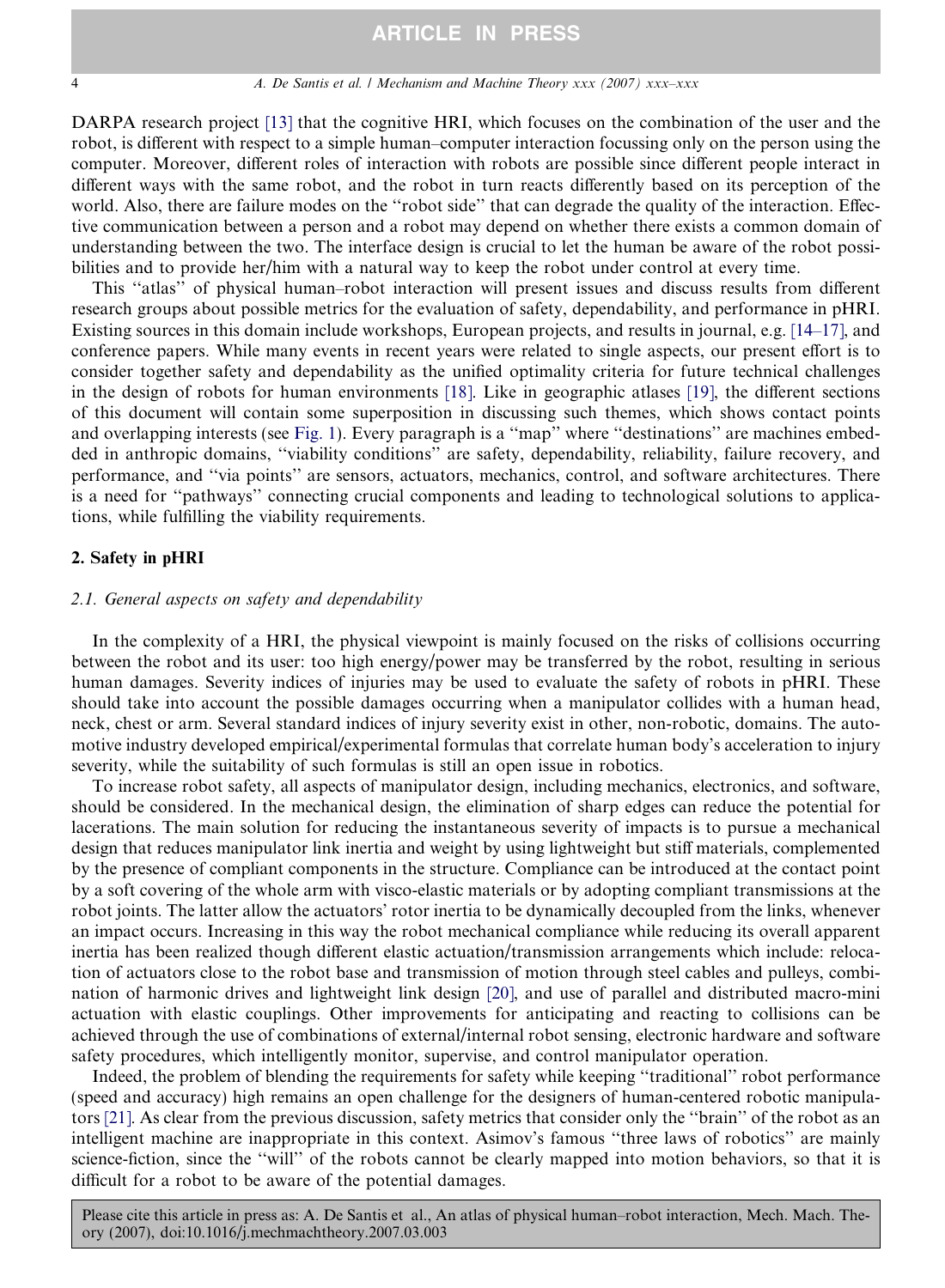DARPA research project [13] that the cognitive HRI, which focuses on the combination of the user and the robot, is different with respect to a simple human–computer interaction focussing only on the person using the computer. Moreover, different roles of interaction with robots are possible since different people interact in different ways with the same robot, and the robot in turn reacts differently based on its perception of the world. Also, there are failure modes on the ''robot side'' that can degrade the quality of the interaction. Effective communication between a person and a robot may depend on whether there exists a common domain of understanding between the two. The interface design is crucial to let the human be aware of the robot possibilities and to provide her/him with a natural way to keep the robot under control at every time.

This ''atlas'' of physical human–robot interaction will present issues and discuss results from different research groups about possible metrics for the evaluation of safety, dependability, and performance in pHRI. Existing sources in this domain include workshops, European projects, and results in journal, e.g. [14–17], and conference papers. While many events in recent years were related to single aspects, our present effort is to consider together safety and dependability as the unified optimality criteria for future technical challenges in the design of robots for human environments [18]. Like in geographic atlases [19], the different sections of this document will contain some superposition in discussing such themes, which shows contact points and overlapping interests (see Fig. 1). Every paragraph is a ''map'' where ''destinations'' are machines embedded in anthropic domains, ''viability conditions'' are safety, dependability, reliability, failure recovery, and performance, and ''via points'' are sensors, actuators, mechanics, control, and software architectures. There is a need for ''pathways'' connecting crucial components and leading to technological solutions to applications, while fulfilling the viability requirements.

## 2. Safety in pHRI

### 2.1. General aspects on safety and dependability

In the complexity of a HRI, the physical viewpoint is mainly focused on the risks of collisions occurring between the robot and its user: too high energy/power may be transferred by the robot, resulting in serious human damages. Severity indices of injuries may be used to evaluate the safety of robots in pHRI. These should take into account the possible damages occurring when a manipulator collides with a human head, neck, chest or arm. Several standard indices of injury severity exist in other, non-robotic, domains. The automotive industry developed empirical/experimental formulas that correlate human body's acceleration to injury severity, while the suitability of such formulas is still an open issue in robotics.

To increase robot safety, all aspects of manipulator design, including mechanics, electronics, and software, should be considered. In the mechanical design, the elimination of sharp edges can reduce the potential for lacerations. The main solution for reducing the instantaneous severity of impacts is to pursue a mechanical design that reduces manipulator link inertia and weight by using lightweight but stiff materials, complemented by the presence of compliant components in the structure. Compliance can be introduced at the contact point by a soft covering of the whole arm with visco-elastic materials or by adopting compliant transmissions at the robot joints. The latter allow the actuators' rotor inertia to be dynamically decoupled from the links, whenever an impact occurs. Increasing in this way the robot mechanical compliance while reducing its overall apparent inertia has been realized though different elastic actuation/transmission arrangements which include: relocation of actuators close to the robot base and transmission of motion through steel cables and pulleys, combination of harmonic drives and lightweight link design [20], and use of parallel and distributed macro-mini actuation with elastic couplings. Other improvements for anticipating and reacting to collisions can be achieved through the use of combinations of external/internal robot sensing, electronic hardware and software safety procedures, which intelligently monitor, supervise, and control manipulator operation.

Indeed, the problem of blending the requirements for safety while keeping ''traditional'' robot performance (speed and accuracy) high remains an open challenge for the designers of human-centered robotic manipulators [21]. As clear from the previous discussion, safety metrics that consider only the ''brain'' of the robot as an intelligent machine are inappropriate in this context. Asimov's famous ''three laws of robotics'' are mainly science-fiction, since the ''will'' of the robots cannot be clearly mapped into motion behaviors, so that it is difficult for a robot to be aware of the potential damages.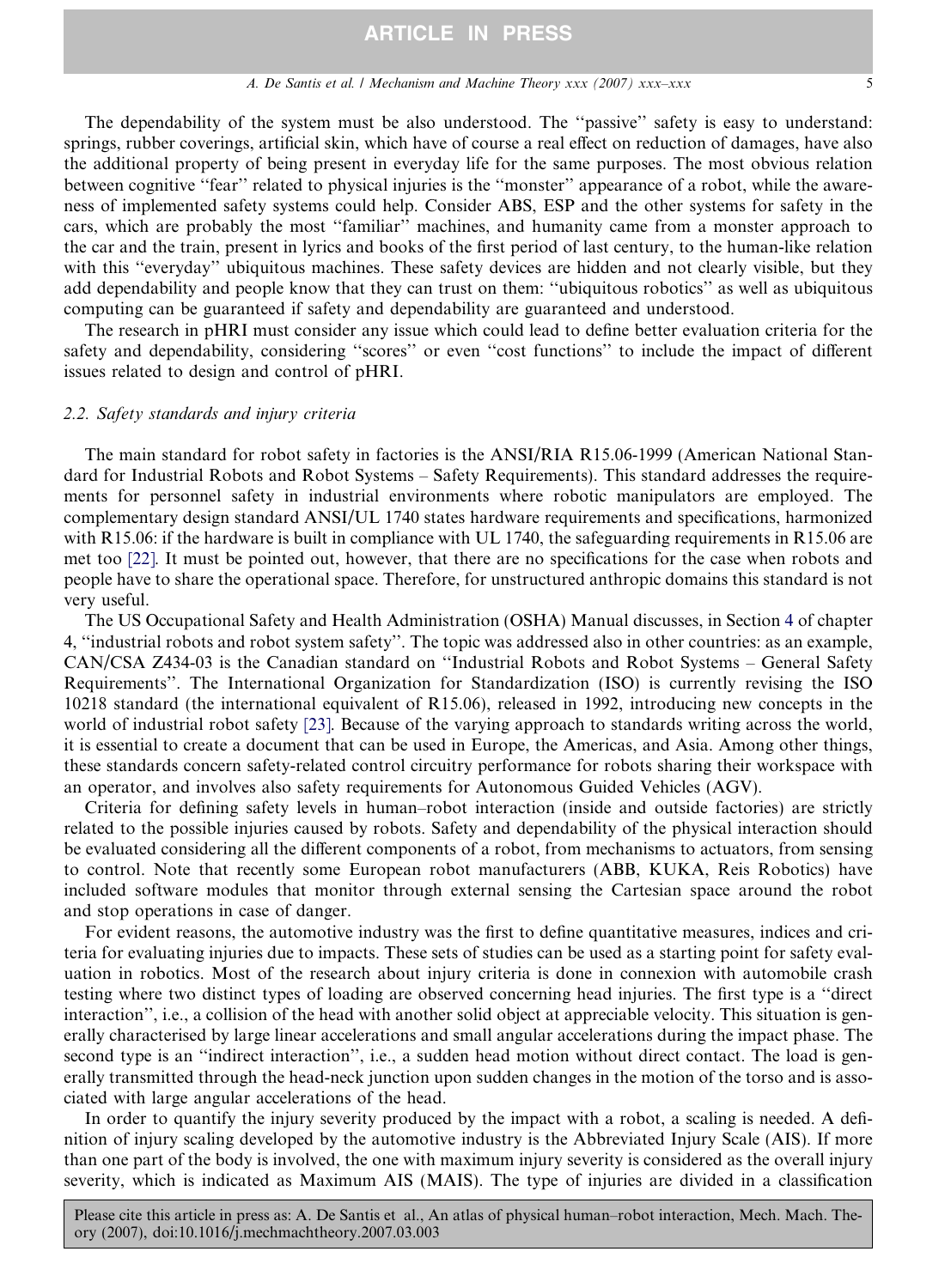The dependability of the system must be also understood. The ''passive'' safety is easy to understand: springs, rubber coverings, artificial skin, which have of course a real effect on reduction of damages, have also the additional property of being present in everyday life for the same purposes. The most obvious relation between cognitive ''fear'' related to physical injuries is the ''monster'' appearance of a robot, while the awareness of implemented safety systems could help. Consider ABS, ESP and the other systems for safety in the cars, which are probably the most ''familiar'' machines, and humanity came from a monster approach to the car and the train, present in lyrics and books of the first period of last century, to the human-like relation with this ''everyday'' ubiquitous machines. These safety devices are hidden and not clearly visible, but they add dependability and people know that they can trust on them: ''ubiquitous robotics'' as well as ubiquitous computing can be guaranteed if safety and dependability are guaranteed and understood.

The research in pHRI must consider any issue which could lead to define better evaluation criteria for the safety and dependability, considering ''scores'' or even ''cost functions'' to include the impact of different issues related to design and control of pHRI.

### 2.2. Safety standards and injury criteria

The main standard for robot safety in factories is the ANSI/RIA R15.06-1999 (American National Standard for Industrial Robots and Robot Systems – Safety Requirements). This standard addresses the requirements for personnel safety in industrial environments where robotic manipulators are employed. The complementary design standard ANSI/UL 1740 states hardware requirements and specifications, harmonized with R15.06: if the hardware is built in compliance with UL 1740, the safeguarding requirements in R15.06 are met too [22]. It must be pointed out, however, that there are no specifications for the case when robots and people have to share the operational space. Therefore, for unstructured anthropic domains this standard is not very useful.

The US Occupational Safety and Health Administration (OSHA) Manual discusses, in Section 4 of chapter 4, ''industrial robots and robot system safety''. The topic was addressed also in other countries: as an example, CAN/CSA Z434-03 is the Canadian standard on ''Industrial Robots and Robot Systems – General Safety Requirements''. The International Organization for Standardization (ISO) is currently revising the ISO 10218 standard (the international equivalent of R15.06), released in 1992, introducing new concepts in the world of industrial robot safety [23]. Because of the varying approach to standards writing across the world, it is essential to create a document that can be used in Europe, the Americas, and Asia. Among other things, these standards concern safety-related control circuitry performance for robots sharing their workspace with an operator, and involves also safety requirements for Autonomous Guided Vehicles (AGV).

Criteria for defining safety levels in human–robot interaction (inside and outside factories) are strictly related to the possible injuries caused by robots. Safety and dependability of the physical interaction should be evaluated considering all the different components of a robot, from mechanisms to actuators, from sensing to control. Note that recently some European robot manufacturers (ABB, KUKA, Reis Robotics) have included software modules that monitor through external sensing the Cartesian space around the robot and stop operations in case of danger.

For evident reasons, the automotive industry was the first to define quantitative measures, indices and criteria for evaluating injuries due to impacts. These sets of studies can be used as a starting point for safety evaluation in robotics. Most of the research about injury criteria is done in connexion with automobile crash testing where two distinct types of loading are observed concerning head injuries. The first type is a ''direct interaction'', i.e., a collision of the head with another solid object at appreciable velocity. This situation is generally characterised by large linear accelerations and small angular accelerations during the impact phase. The second type is an ''indirect interaction'', i.e., a sudden head motion without direct contact. The load is generally transmitted through the head-neck junction upon sudden changes in the motion of the torso and is associated with large angular accelerations of the head.

In order to quantify the injury severity produced by the impact with a robot, a scaling is needed. A definition of injury scaling developed by the automotive industry is the Abbreviated Injury Scale (AIS). If more than one part of the body is involved, the one with maximum injury severity is considered as the overall injury severity, which is indicated as Maximum AIS (MAIS). The type of injuries are divided in a classification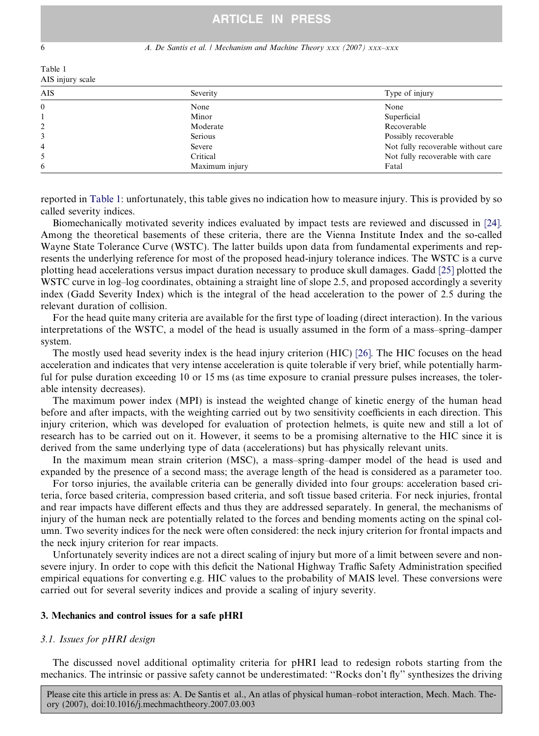Table 1
AIS injury scale

| AIS | Severity | Type of injury |
|---|---|---|
| 0 | None | None |
| 1 | Minor | Superficial |
| 2 | Moderate | Recoverable |
| 3 | Serious | Possibly recoverable |
| 4 | Severe | Not fully recoverable without care |
| 5 | Critical | Not fully recoverable with care |
| 6 | Maximum injury | Fatal |

reported in Table 1: unfortunately, this table gives no indication how to measure injury. This is provided by so called severity indices.

Biomechanically motivated severity indices evaluated by impact tests are reviewed and discussed in [24]. Among the theoretical basements of these criteria, there are the Vienna Institute Index and the so-called Wayne State Tolerance Curve (WSTC). The latter builds upon data from fundamental experiments and represents the underlying reference for most of the proposed head-injury tolerance indices. The WSTC is a curve plotting head accelerations versus impact duration necessary to produce skull damages. Gadd [25] plotted the WSTC curve in log–log coordinates, obtaining a straight line of slope 2.5, and proposed accordingly a severity index (Gadd Severity Index) which is the integral of the head acceleration to the power of 2.5 during the relevant duration of collision.

For the head quite many criteria are available for the first type of loading (direct interaction). In the various interpretations of the WSTC, a model of the head is usually assumed in the form of a mass–spring–damper system.

The mostly used head severity index is the head injury criterion (HIC) [26]. The HIC focuses on the head acceleration and indicates that very intense acceleration is quite tolerable if very brief, while potentially harmful for pulse duration exceeding 10 or 15 ms (as time exposure to cranial pressure pulses increases, the tolerable intensity decreases).

The maximum power index (MPI) is instead the weighted change of kinetic energy of the human head before and after impacts, with the weighting carried out by two sensitivity coefficients in each direction. This injury criterion, which was developed for evaluation of protection helmets, is quite new and still a lot of research has to be carried out on it. However, it seems to be a promising alternative to the HIC since it is derived from the same underlying type of data (accelerations) but has physically relevant units.

In the maximum mean strain criterion (MSC), a mass–spring–damper model of the head is used and expanded by the presence of a second mass; the average length of the head is considered as a parameter too.

For torso injuries, the available criteria can be generally divided into four groups: acceleration based criteria, force based criteria, compression based criteria, and soft tissue based criteria. For neck injuries, frontal and rear impacts have different effects and thus they are addressed separately. In general, the mechanisms of injury of the human neck are potentially related to the forces and bending moments acting on the spinal column. Two severity indices for the neck were often considered: the neck injury criterion for frontal impacts and the neck injury criterion for rear impacts.

Unfortunately severity indices are not a direct scaling of injury but more of a limit between severe and non-severe injury. In order to cope with this deficit the National Highway Traffic Safety Administration specified empirical equations for converting e.g. HIC values to the probability of MAIS level. These conversions were carried out for several severity indices and provide a scaling of injury severity.

## 3. Mechanics and control issues for a safe pHRI

### 3.1. Issues for pHRI design

The discussed novel additional optimality criteria for pHRI lead to redesign robots starting from the mechanics. The intrinsic or passive safety cannot be underestimated: "Rocks don't fly" synthesizes the driving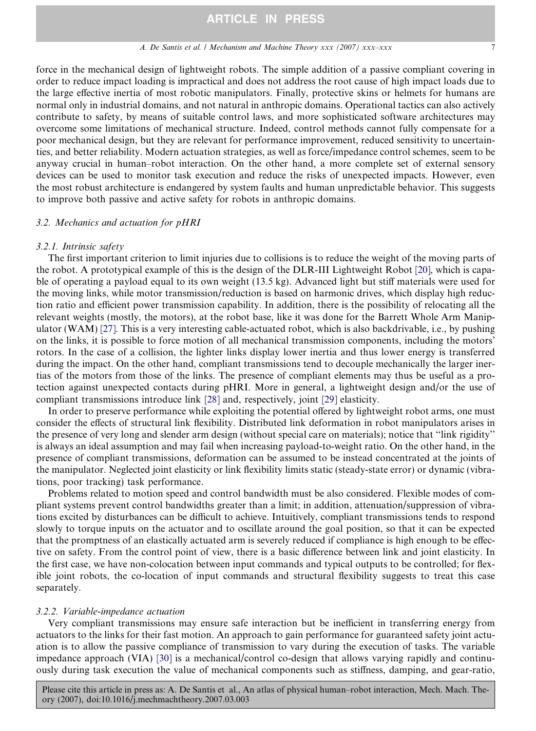force in the mechanical design of lightweight robots. The simple addition of a passive compliant covering in order to reduce impact loading is impractical and does not address the root cause of high impact loads due to the large effective inertia of most robotic manipulators. Finally, protective skins or helmets for humans are normal only in industrial domains, and not natural in anthropic domains. Operational tactics can also actively contribute to safety, by means of suitable control laws, and more sophisticated software architectures may overcome some limitations of mechanical structure. Indeed, control methods cannot fully compensate for a poor mechanical design, but they are relevant for performance improvement, reduced sensitivity to uncertainties, and better reliability. Modern actuation strategies, as well as force/impedance control schemes, seem to be anyway crucial in human–robot interaction. On the other hand, a more complete set of external sensory devices can be used to monitor task execution and reduce the risks of unexpected impacts. However, even the most robust architecture is endangered by system faults and human unpredictable behavior. This suggests to improve both passive and active safety for robots in anthropic domains.

### 3.2. Mechanics and actuation for pHRI

#### 3.2.1. Intrinsic safety

The first important criterion to limit injuries due to collisions is to reduce the weight of the moving parts of the robot. A prototypical example of this is the design of the DLR-III Lightweight Robot [20], which is capable of operating a payload equal to its own weight (13.5 kg). Advanced light but stiff materials were used for the moving links, while motor transmission/reduction is based on harmonic drives, which display high reduction ratio and efficient power transmission capability. In addition, there is the possibility of relocating all the relevant weights (mostly, the motors), at the robot base, like it was done for the Barrett Whole Arm Manipulator (WAM) [27]. This is a very interesting cable-actuated robot, which is also backdrivable, i.e., by pushing on the links, it is possible to force motion of all mechanical transmission components, including the motors' rotors. In the case of a collision, the lighter links display lower inertia and thus lower energy is transferred during the impact. On the other hand, compliant transmissions tend to decouple mechanically the larger inertias of the motors from those of the links. The presence of compliant elements may thus be useful as a protection against unexpected contacts during pHRI. More in general, a lightweight design and/or the use of compliant transmissions introduce link [28] and, respectively, joint [29] elasticity.

In order to preserve performance while exploiting the potential offered by lightweight robot arms, one must consider the effects of structural link flexibility. Distributed link deformation in robot manipulators arises in the presence of very long and slender arm design (without special care on materials); notice that "link rigidity" is always an ideal assumption and may fail when increasing payload-to-weight ratio. On the other hand, in the presence of compliant transmissions, deformation can be assumed to be instead concentrated at the joints of the manipulator. Neglected joint elasticity or link flexibility limits static (steady-state error) or dynamic (vibrations, poor tracking) task performance.

Problems related to motion speed and control bandwidth must be also considered. Flexible modes of compliant systems prevent control bandwidths greater than a limit; in addition, attenuation/suppression of vibrations excited by disturbances can be difficult to achieve. Intuitively, compliant transmissions tends to respond slowly to torque inputs on the actuator and to oscillate around the goal position, so that it can be expected that the promptness of an elastically actuated arm is severely reduced if compliance is high enough to be effective on safety. From the control point of view, there is a basic difference between link and joint elasticity. In the first case, we have non-colocation between input commands and typical outputs to be controlled; for flexible joint robots, the co-location of input commands and structural flexibility suggests to treat this case separately.

#### 3.2.2. Variable-impedance actuation

Very compliant transmissions may ensure safe interaction but be inefficient in transferring energy from actuators to the links for their fast motion. An approach to gain performance for guaranteed safety joint actuation is to allow the passive compliance of transmission to vary during the execution of tasks. The variable impedance approach (VIA) [30] is a mechanical/control co-design that allows varying rapidly and continuously during task execution the value of mechanical components such as stiffness, damping, and gear-ratio,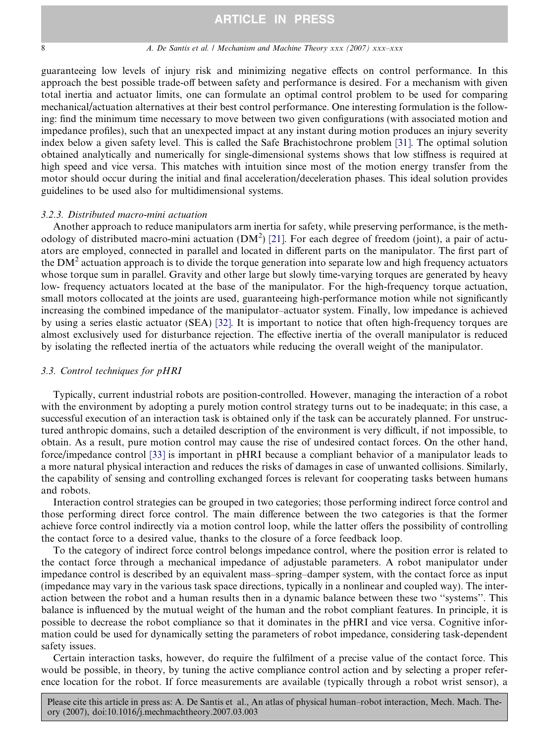guaranteeing low levels of injury risk and minimizing negative effects on control performance. In this approach the best possible trade-off between safety and performance is desired. For a mechanism with given total inertia and actuator limits, one can formulate an optimal control problem to be used for comparing mechanical/actuation alternatives at their best control performance. One interesting formulation is the following: find the minimum time necessary to move between two given configurations (with associated motion and impedance profiles), such that an unexpected impact at any instant during motion produces an injury severity index below a given safety level. This is called the Safe Brachistochrone problem [31]. The optimal solution obtained analytically and numerically for single-dimensional systems shows that low stiffness is required at high speed and vice versa. This matches with intuition since most of the motion energy transfer from the motor should occur during the initial and final acceleration/deceleration phases. This ideal solution provides guidelines to be used also for multidimensional systems.

#### *3.2.3. Distributed macro-mini actuation*

Another approach to reduce manipulators arm inertia for safety, while preserving performance, is the methodology of distributed macro-mini actuation ($DM^2$) [21]. For each degree of freedom (joint), a pair of actuators are employed, connected in parallel and located in different parts on the manipulator. The first part of the $DM^2$ actuation approach is to divide the torque generation into separate low and high frequency actuators whose torque sum in parallel. Gravity and other large but slowly time-varying torques are generated by heavy low- frequency actuators located at the base of the manipulator. For the high-frequency torque actuation, small motors collocated at the joints are used, guaranteeing high-performance motion while not significantly increasing the combined impedance of the manipulator–actuator system. Finally, low impedance is achieved by using a series elastic actuator (SEA) [32]. It is important to notice that often high-frequency torques are almost exclusively used for disturbance rejection. The effective inertia of the overall manipulator is reduced by isolating the reflected inertia of the actuators while reducing the overall weight of the manipulator.

### *3.3. Control techniques for pHRI*

Typically, current industrial robots are position-controlled. However, managing the interaction of a robot with the environment by adopting a purely motion control strategy turns out to be inadequate; in this case, a successful execution of an interaction task is obtained only if the task can be accurately planned. For unstructured anthropic domains, such a detailed description of the environment is very difficult, if not impossible, to obtain. As a result, pure motion control may cause the rise of undesired contact forces. On the other hand, force/impedance control [33] is important in pHRI because a compliant behavior of a manipulator leads to a more natural physical interaction and reduces the risks of damages in case of unwanted collisions. Similarly, the capability of sensing and controlling exchanged forces is relevant for cooperating tasks between humans and robots.

Interaction control strategies can be grouped in two categories; those performing indirect force control and those performing direct force control. The main difference between the two categories is that the former achieve force control indirectly via a motion control loop, while the latter offers the possibility of controlling the contact force to a desired value, thanks to the closure of a force feedback loop.

To the category of indirect force control belongs impedance control, where the position error is related to the contact force through a mechanical impedance of adjustable parameters. A robot manipulator under impedance control is described by an equivalent mass–spring–damper system, with the contact force as input (impedance may vary in the various task space directions, typically in a nonlinear and coupled way). The interaction between the robot and a human results then in a dynamic balance between these two "systems". This balance is influenced by the mutual weight of the human and the robot compliant features. In principle, it is possible to decrease the robot compliance so that it dominates in the pHRI and vice versa. Cognitive information could be used for dynamically setting the parameters of robot impedance, considering task-dependent safety issues.

Certain interaction tasks, however, do require the fulfilment of a precise value of the contact force. This would be possible, in theory, by tuning the active compliance control action and by selecting a proper reference location for the robot. If force measurements are available (typically through a robot wrist sensor), a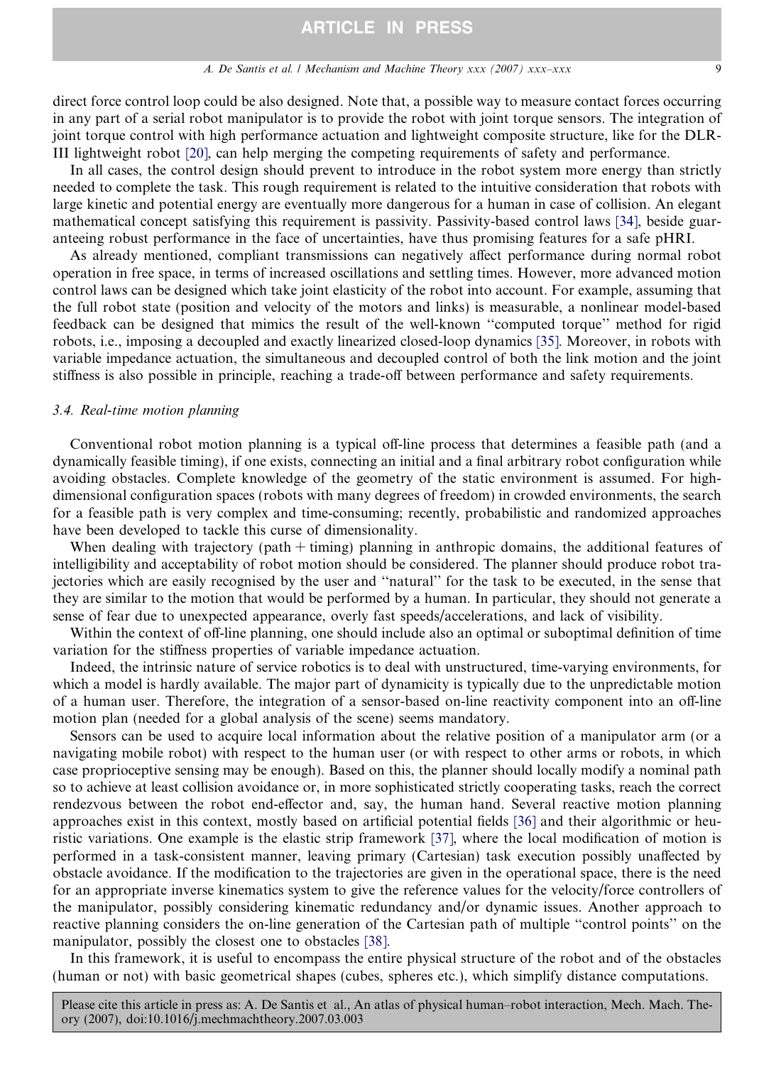direct force control loop could be also designed. Note that, a possible way to measure contact forces occurring in any part of a serial robot manipulator is to provide the robot with joint torque sensors. The integration of joint torque control with high performance actuation and lightweight composite structure, like for the DLR-III lightweight robot [20], can help merging the competing requirements of safety and performance.

In all cases, the control design should prevent to introduce in the robot system more energy than strictly needed to complete the task. This rough requirement is related to the intuitive consideration that robots with large kinetic and potential energy are eventually more dangerous for a human in case of collision. An elegant mathematical concept satisfying this requirement is passivity. Passivity-based control laws [34], beside guaranteeing robust performance in the face of uncertainties, have thus promising features for a safe pHRI.

As already mentioned, compliant transmissions can negatively affect performance during normal robot operation in free space, in terms of increased oscillations and settling times. However, more advanced motion control laws can be designed which take joint elasticity of the robot into account. For example, assuming that the full robot state (position and velocity of the motors and links) is measurable, a nonlinear model-based feedback can be designed that mimics the result of the well-known ''computed torque'' method for rigid robots, i.e., imposing a decoupled and exactly linearized closed-loop dynamics [35]. Moreover, in robots with variable impedance actuation, the simultaneous and decoupled control of both the link motion and the joint stiffness is also possible in principle, reaching a trade-off between performance and safety requirements.

### 3.4. Real-time motion planning

Conventional robot motion planning is a typical off-line process that determines a feasible path (and a dynamically feasible timing), if one exists, connecting an initial and a final arbitrary robot configuration while avoiding obstacles. Complete knowledge of the geometry of the static environment is assumed. For high-dimensional configuration spaces (robots with many degrees of freedom) in crowded environments, the search for a feasible path is very complex and time-consuming; recently, probabilistic and randomized approaches have been developed to tackle this curse of dimensionality.

When dealing with trajectory (path + timing) planning in anthropic domains, the additional features of intelligibility and acceptability of robot motion should be considered. The planner should produce robot trajectories which are easily recognised by the user and ''natural'' for the task to be executed, in the sense that they are similar to the motion that would be performed by a human. In particular, they should not generate a sense of fear due to unexpected appearance, overly fast speeds/accelerations, and lack of visibility.

Within the context of off-line planning, one should include also an optimal or suboptimal definition of time variation for the stiffness properties of variable impedance actuation.

Indeed, the intrinsic nature of service robotics is to deal with unstructured, time-varying environments, for which a model is hardly available. The major part of dynamicity is typically due to the unpredictable motion of a human user. Therefore, the integration of a sensor-based on-line reactivity component into an off-line motion plan (needed for a global analysis of the scene) seems mandatory.

Sensors can be used to acquire local information about the relative position of a manipulator arm (or a navigating mobile robot) with respect to the human user (or with respect to other arms or robots, in which case proprioceptive sensing may be enough). Based on this, the planner should locally modify a nominal path so to achieve at least collision avoidance or, in more sophisticated strictly cooperating tasks, reach the correct rendezvous between the robot end-effector and, say, the human hand. Several reactive motion planning approaches exist in this context, mostly based on artificial potential fields [36] and their algorithmic or heuristic variations. One example is the elastic strip framework [37], where the local modification of motion is performed in a task-consistent manner, leaving primary (Cartesian) task execution possibly unaffected by obstacle avoidance. If the modification to the trajectories are given in the operational space, there is the need for an appropriate inverse kinematics system to give the reference values for the velocity/force controllers of the manipulator, possibly considering kinematic redundancy and/or dynamic issues. Another approach to reactive planning considers the on-line generation of the Cartesian path of multiple ''control points'' on the manipulator, possibly the closest one to obstacles [38].

In this framework, it is useful to encompass the entire physical structure of the robot and of the obstacles (human or not) with basic geometrical shapes (cubes, spheres etc.), which simplify distance computations.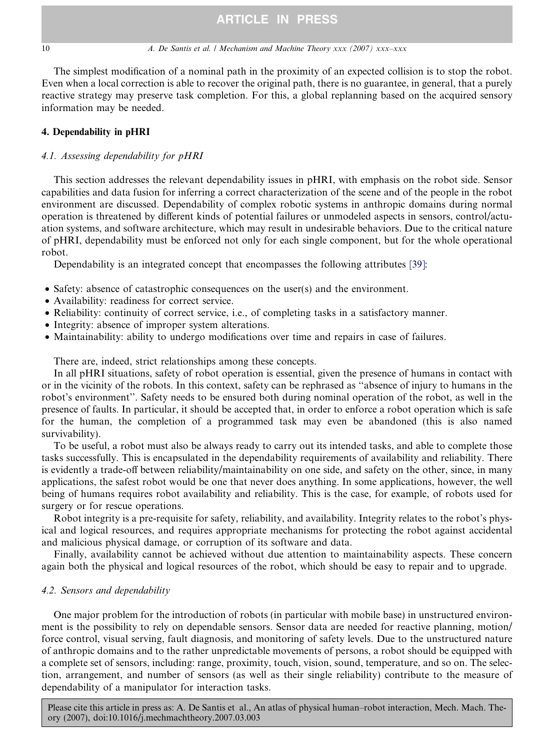The simplest modification of a nominal path in the proximity of an expected collision is to stop the robot. Even when a local correction is able to recover the original path, there is no guarantee, in general, that a purely reactive strategy may preserve task completion. For this, a global replanning based on the acquired sensory information may be needed.

## 4. Dependability in pHRI

### 4.1. Assessing dependability for pHRI

This section addresses the relevant dependability issues in pHRI, with emphasis on the robot side. Sensor capabilities and data fusion for inferring a correct characterization of the scene and of the people in the robot environment are discussed. Dependability of complex robotic systems in anthropic domains during normal operation is threatened by different kinds of potential failures or unmodeled aspects in sensors, control/actuation systems, and software architecture, which may result in undesirable behaviors. Due to the critical nature of pHRI, dependability must be enforced not only for each single component, but for the whole operational robot.

Dependability is an integrated concept that encompasses the following attributes [39]:

- Safety: absence of catastrophic consequences on the user(s) and the environment.
- Availability: readiness for correct service.
- Reliability: continuity of correct service, i.e., of completing tasks in a satisfactory manner.
- Integrity: absence of improper system alterations.
- Maintainability: ability to undergo modifications over time and repairs in case of failures.

There are, indeed, strict relationships among these concepts.

In all pHRI situations, safety of robot operation is essential, given the presence of humans in contact with or in the vicinity of the robots. In this context, safety can be rephrased as ''absence of injury to humans in the robot's environment''. Safety needs to be ensured both during nominal operation of the robot, as well in the presence of faults. In particular, it should be accepted that, in order to enforce a robot operation which is safe for the human, the completion of a programmed task may even be abandoned (this is also named survivability).

To be useful, a robot must also be always ready to carry out its intended tasks, and able to complete those tasks successfully. This is encapsulated in the dependability requirements of availability and reliability. There is evidently a trade-off between reliability/maintainability on one side, and safety on the other, since, in many applications, the safest robot would be one that never does anything. In some applications, however, the well being of humans requires robot availability and reliability. This is the case, for example, of robots used for surgery or for rescue operations.

Robot integrity is a pre-requisite for safety, reliability, and availability. Integrity relates to the robot's physical and logical resources, and requires appropriate mechanisms for protecting the robot against accidental and malicious physical damage, or corruption of its software and data.

Finally, availability cannot be achieved without due attention to maintainability aspects. These concern again both the physical and logical resources of the robot, which should be easy to repair and to upgrade.

### 4.2. Sensors and dependability

One major problem for the introduction of robots (in particular with mobile base) in unstructured environment is the possibility to rely on dependable sensors. Sensor data are needed for reactive planning, motion/force control, visual serving, fault diagnosis, and monitoring of safety levels. Due to the unstructured nature of anthropic domains and to the rather unpredictable movements of persons, a robot should be equipped with a complete set of sensors, including: range, proximity, touch, vision, sound, temperature, and so on. The selection, arrangement, and number of sensors (as well as their single reliability) contribute to the measure of dependability of a manipulator for interaction tasks.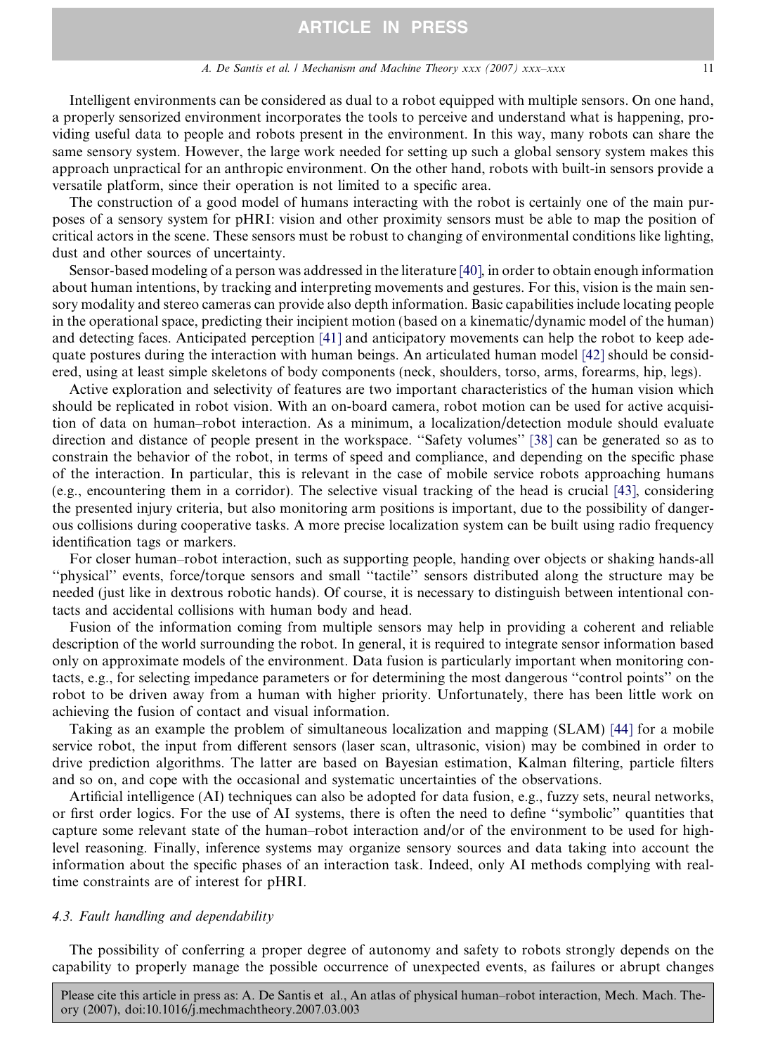Intelligent environments can be considered as dual to a robot equipped with multiple sensors. On one hand, a properly sensorized environment incorporates the tools to perceive and understand what is happening, providing useful data to people and robots present in the environment. In this way, many robots can share the same sensory system. However, the large work needed for setting up such a global sensory system makes this approach unpractical for an anthropic environment. On the other hand, robots with built-in sensors provide a versatile platform, since their operation is not limited to a specific area.

The construction of a good model of humans interacting with the robot is certainly one of the main purposes of a sensory system for pHRI: vision and other proximity sensors must be able to map the position of critical actors in the scene. These sensors must be robust to changing of environmental conditions like lighting, dust and other sources of uncertainty.

Sensor-based modeling of a person was addressed in the literature [40], in order to obtain enough information about human intentions, by tracking and interpreting movements and gestures. For this, vision is the main sensory modality and stereo cameras can provide also depth information. Basic capabilities include locating people in the operational space, predicting their incipient motion (based on a kinematic/dynamic model of the human) and detecting faces. Anticipated perception [41] and anticipatory movements can help the robot to keep adequate postures during the interaction with human beings. An articulated human model [42] should be considered, using at least simple skeletons of body components (neck, shoulders, torso, arms, forearms, hip, legs).

Active exploration and selectivity of features are two important characteristics of the human vision which should be replicated in robot vision. With an on-board camera, robot motion can be used for active acquisition of data on human–robot interaction. As a minimum, a localization/detection module should evaluate direction and distance of people present in the workspace. "Safety volumes" [38] can be generated so as to constrain the behavior of the robot, in terms of speed and compliance, and depending on the specific phase of the interaction. In particular, this is relevant in the case of mobile service robots approaching humans (e.g., encountering them in a corridor). The selective visual tracking of the head is crucial [43], considering the presented injury criteria, but also monitoring arm positions is important, due to the possibility of dangerous collisions during cooperative tasks. A more precise localization system can be built using radio frequency identification tags or markers.

For closer human–robot interaction, such as supporting people, handing over objects or shaking hands-all "physical" events, force/torque sensors and small "tactile" sensors distributed along the structure may be needed (just like in dextrous robotic hands). Of course, it is necessary to distinguish between intentional contacts and accidental collisions with human body and head.

Fusion of the information coming from multiple sensors may help in providing a coherent and reliable description of the world surrounding the robot. In general, it is required to integrate sensor information based only on approximate models of the environment. Data fusion is particularly important when monitoring contacts, e.g., for selecting impedance parameters or for determining the most dangerous "control points" on the robot to be driven away from a human with higher priority. Unfortunately, there has been little work on achieving the fusion of contact and visual information.

Taking as an example the problem of simultaneous localization and mapping (SLAM) [44] for a mobile service robot, the input from different sensors (laser scan, ultrasonic, vision) may be combined in order to drive prediction algorithms. The latter are based on Bayesian estimation, Kalman filtering, particle filters and so on, and cope with the occasional and systematic uncertainties of the observations.

Artificial intelligence (AI) techniques can also be adopted for data fusion, e.g., fuzzy sets, neural networks, or first order logics. For the use of AI systems, there is often the need to define "symbolic" quantities that capture some relevant state of the human–robot interaction and/or of the environment to be used for high-level reasoning. Finally, inference systems may organize sensory sources and data taking into account the information about the specific phases of an interaction task. Indeed, only AI methods complying with real-time constraints are of interest for pHRI.

### 4.3. Fault handling and dependability

The possibility of conferring a proper degree of autonomy and safety to robots strongly depends on the capability to properly manage the possible occurrence of unexpected events, as failures or abrupt changes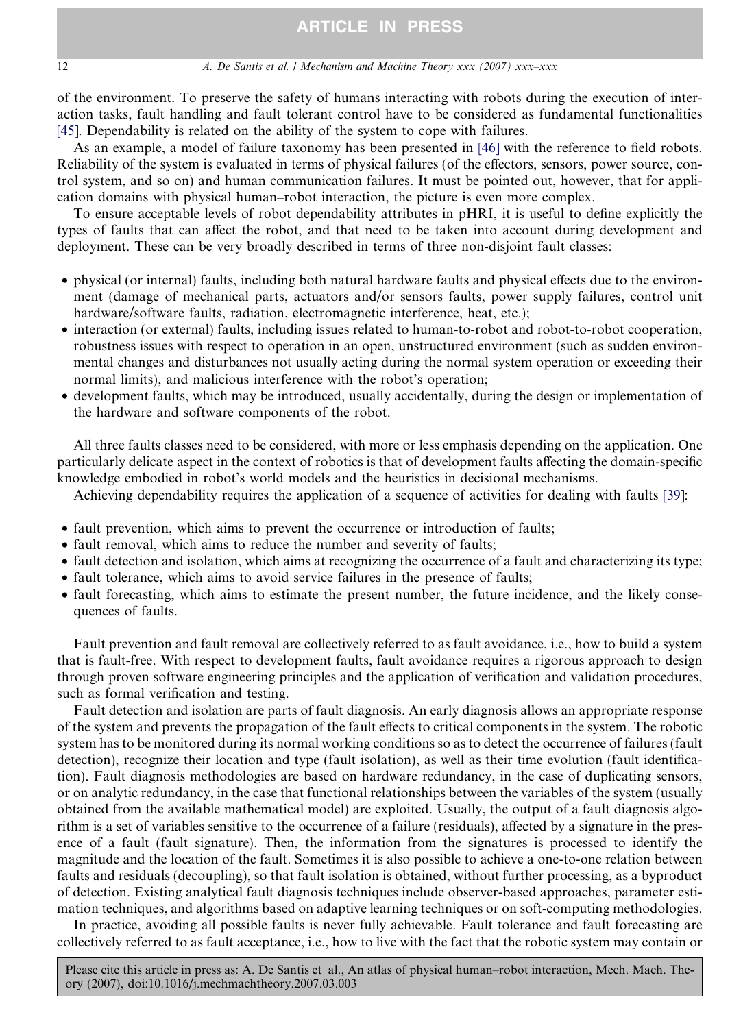of the environment. To preserve the safety of humans interacting with robots during the execution of interaction tasks, fault handling and fault tolerant control have to be considered as fundamental functionalities [45]. Dependability is related on the ability of the system to cope with failures.

As an example, a model of failure taxonomy has been presented in [46] with the reference to field robots. Reliability of the system is evaluated in terms of physical failures (of the effectors, sensors, power source, control system, and so on) and human communication failures. It must be pointed out, however, that for application domains with physical human–robot interaction, the picture is even more complex.

To ensure acceptable levels of robot dependability attributes in pHRI, it is useful to define explicitly the types of faults that can affect the robot, and that need to be taken into account during development and deployment. These can be very broadly described in terms of three non-disjoint fault classes:

- physical (or internal) faults, including both natural hardware faults and physical effects due to the environment (damage of mechanical parts, actuators and/or sensors faults, power supply failures, control unit hardware/software faults, radiation, electromagnetic interference, heat, etc.);
- interaction (or external) faults, including issues related to human-to-robot and robot-to-robot cooperation, robustness issues with respect to operation in an open, unstructured environment (such as sudden environmental changes and disturbances not usually acting during the normal system operation or exceeding their normal limits), and malicious interference with the robot's operation;
- development faults, which may be introduced, usually accidentally, during the design or implementation of the hardware and software components of the robot.

All three faults classes need to be considered, with more or less emphasis depending on the application. One particularly delicate aspect in the context of robotics is that of development faults affecting the domain-specific knowledge embodied in robot's world models and the heuristics in decisional mechanisms.

Achieving dependability requires the application of a sequence of activities for dealing with faults [39]:

- fault prevention, which aims to prevent the occurrence or introduction of faults;
- fault removal, which aims to reduce the number and severity of faults;
- fault detection and isolation, which aims at recognizing the occurrence of a fault and characterizing its type;
- fault tolerance, which aims to avoid service failures in the presence of faults;
- fault forecasting, which aims to estimate the present number, the future incidence, and the likely consequences of faults.

Fault prevention and fault removal are collectively referred to as fault avoidance, i.e., how to build a system that is fault-free. With respect to development faults, fault avoidance requires a rigorous approach to design through proven software engineering principles and the application of verification and validation procedures, such as formal verification and testing.

Fault detection and isolation are parts of fault diagnosis. An early diagnosis allows an appropriate response of the system and prevents the propagation of the fault effects to critical components in the system. The robotic system has to be monitored during its normal working conditions so as to detect the occurrence of failures (fault detection), recognize their location and type (fault isolation), as well as their time evolution (fault identification). Fault diagnosis methodologies are based on hardware redundancy, in the case of duplicating sensors, or on analytic redundancy, in the case that functional relationships between the variables of the system (usually obtained from the available mathematical model) are exploited. Usually, the output of a fault diagnosis algorithm is a set of variables sensitive to the occurrence of a failure (residuals), affected by a signature in the presence of a fault (fault signature). Then, the information from the signatures is processed to identify the magnitude and the location of the fault. Sometimes it is also possible to achieve a one-to-one relation between faults and residuals (decoupling), so that fault isolation is obtained, without further processing, as a byproduct of detection. Existing analytical fault diagnosis techniques include observer-based approaches, parameter estimation techniques, and algorithms based on adaptive learning techniques or on soft-computing methodologies.

In practice, avoiding all possible faults is never fully achievable. Fault tolerance and fault forecasting are collectively referred to as fault acceptance, i.e., how to live with the fact that the robotic system may contain or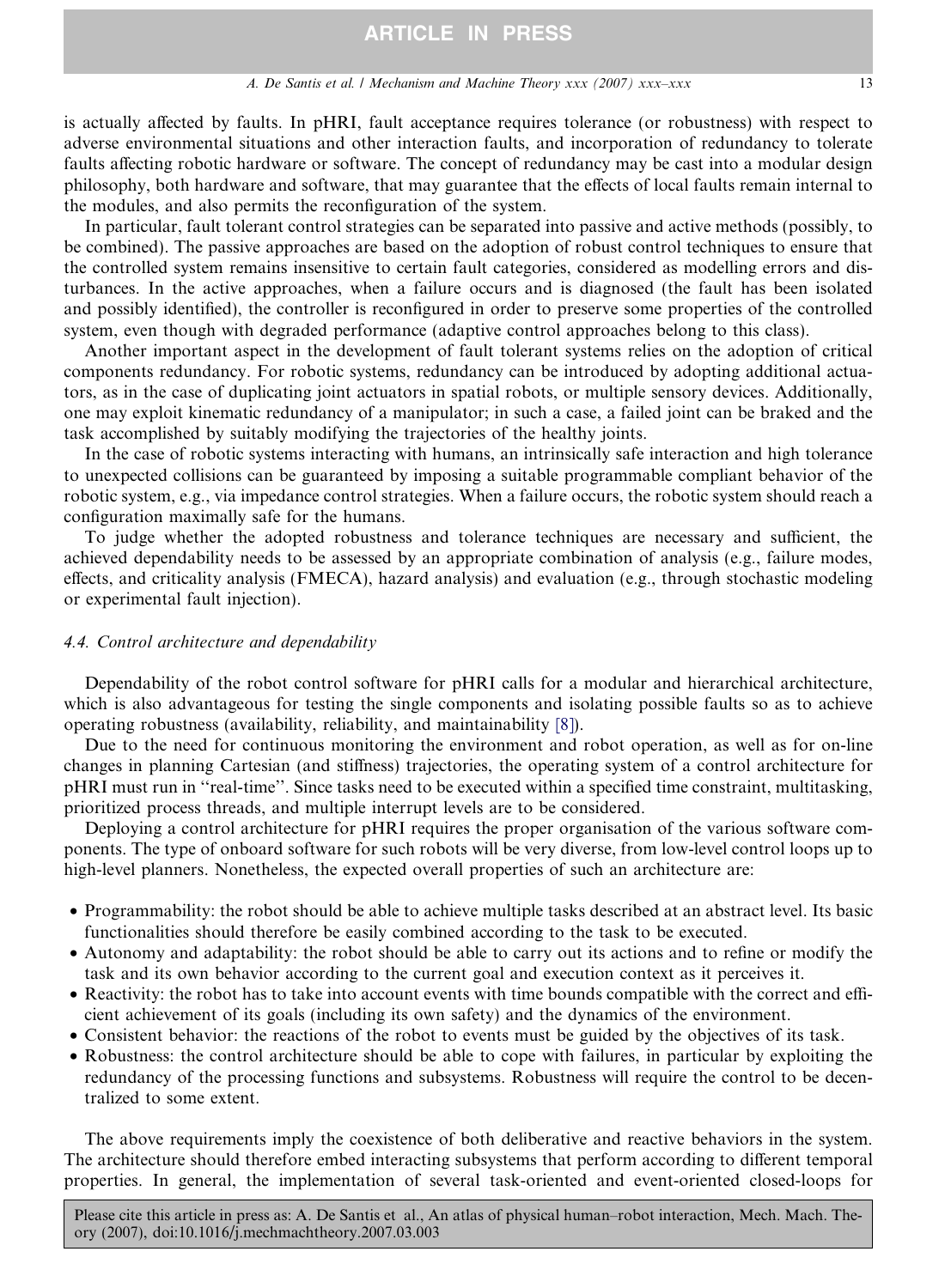is actually affected by faults. In pHRI, fault acceptance requires tolerance (or robustness) with respect to adverse environmental situations and other interaction faults, and incorporation of redundancy to tolerate faults affecting robotic hardware or software. The concept of redundancy may be cast into a modular design philosophy, both hardware and software, that may guarantee that the effects of local faults remain internal to the modules, and also permits the reconfiguration of the system.

In particular, fault tolerant control strategies can be separated into passive and active methods (possibly, to be combined). The passive approaches are based on the adoption of robust control techniques to ensure that the controlled system remains insensitive to certain fault categories, considered as modelling errors and disturbances. In the active approaches, when a failure occurs and is diagnosed (the fault has been isolated and possibly identified), the controller is reconfigured in order to preserve some properties of the controlled system, even though with degraded performance (adaptive control approaches belong to this class).

Another important aspect in the development of fault tolerant systems relies on the adoption of critical components redundancy. For robotic systems, redundancy can be introduced by adopting additional actuators, as in the case of duplicating joint actuators in spatial robots, or multiple sensory devices. Additionally, one may exploit kinematic redundancy of a manipulator; in such a case, a failed joint can be braked and the task accomplished by suitably modifying the trajectories of the healthy joints.

In the case of robotic systems interacting with humans, an intrinsically safe interaction and high tolerance to unexpected collisions can be guaranteed by imposing a suitable programmable compliant behavior of the robotic system, e.g., via impedance control strategies. When a failure occurs, the robotic system should reach a configuration maximally safe for the humans.

To judge whether the adopted robustness and tolerance techniques are necessary and sufficient, the achieved dependability needs to be assessed by an appropriate combination of analysis (e.g., failure modes, effects, and criticality analysis (FMECA), hazard analysis) and evaluation (e.g., through stochastic modeling or experimental fault injection).

### 4.4. Control architecture and dependability

Dependability of the robot control software for pHRI calls for a modular and hierarchical architecture, which is also advantageous for testing the single components and isolating possible faults so as to achieve operating robustness (availability, reliability, and maintainability [8]).

Due to the need for continuous monitoring the environment and robot operation, as well as for on-line changes in planning Cartesian (and stiffness) trajectories, the operating system of a control architecture for pHRI must run in "real-time". Since tasks need to be executed within a specified time constraint, multitasking, prioritized process threads, and multiple interrupt levels are to be considered.

Deploying a control architecture for pHRI requires the proper organisation of the various software components. The type of onboard software for such robots will be very diverse, from low-level control loops up to high-level planners. Nonetheless, the expected overall properties of such an architecture are:

- Programmability: the robot should be able to achieve multiple tasks described at an abstract level. Its basic functionalities should therefore be easily combined according to the task to be executed.
- Autonomy and adaptability: the robot should be able to carry out its actions and to refine or modify the task and its own behavior according to the current goal and execution context as it perceives it.
- Reactivity: the robot has to take into account events with time bounds compatible with the correct and efficient achievement of its goals (including its own safety) and the dynamics of the environment.
- Consistent behavior: the reactions of the robot to events must be guided by the objectives of its task.
- Robustness: the control architecture should be able to cope with failures, in particular by exploiting the redundancy of the processing functions and subsystems. Robustness will require the control to be decentralized to some extent.

The above requirements imply the coexistence of both deliberative and reactive behaviors in the system. The architecture should therefore embed interacting subsystems that perform according to different temporal properties. In general, the implementation of several task-oriented and event-oriented closed-loops for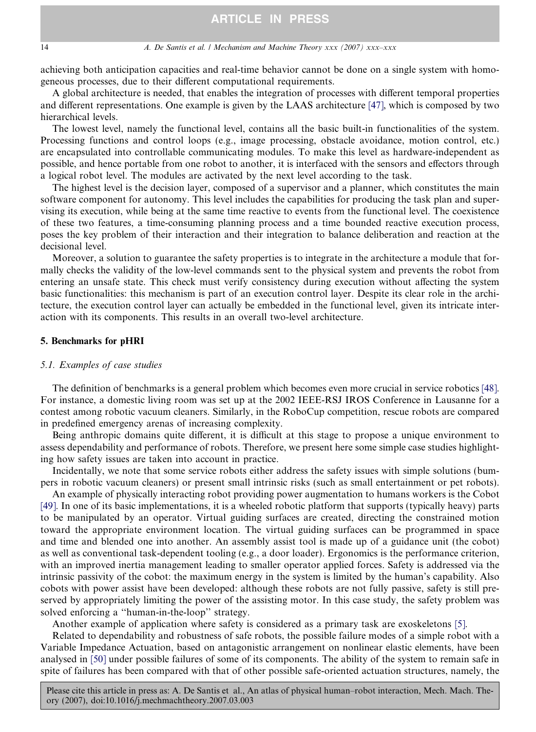achieving both anticipation capacities and real-time behavior cannot be done on a single system with homogeneous processes, due to their different computational requirements.

A global architecture is needed, that enables the integration of processes with different temporal properties and different representations. One example is given by the LAAS architecture [47], which is composed by two hierarchical levels.

The lowest level, namely the functional level, contains all the basic built-in functionalities of the system. Processing functions and control loops (e.g., image processing, obstacle avoidance, motion control, etc.) are encapsulated into controllable communicating modules. To make this level as hardware-independent as possible, and hence portable from one robot to another, it is interfaced with the sensors and effectors through a logical robot level. The modules are activated by the next level according to the task.

The highest level is the decision layer, composed of a supervisor and a planner, which constitutes the main software component for autonomy. This level includes the capabilities for producing the task plan and supervising its execution, while being at the same time reactive to events from the functional level. The coexistence of these two features, a time-consuming planning process and a time bounded reactive execution process, poses the key problem of their interaction and their integration to balance deliberation and reaction at the decisional level.

Moreover, a solution to guarantee the safety properties is to integrate in the architecture a module that formally checks the validity of the low-level commands sent to the physical system and prevents the robot from entering an unsafe state. This check must verify consistency during execution without affecting the system basic functionalities: this mechanism is part of an execution control layer. Despite its clear role in the architecture, the execution control layer can actually be embedded in the functional level, given its intricate interaction with its components. This results in an overall two-level architecture.

## 5. Benchmarks for pHRI

### 5.1. Examples of case studies

The definition of benchmarks is a general problem which becomes even more crucial in service robotics [48]. For instance, a domestic living room was set up at the 2002 IEEE-RSJ IROS Conference in Lausanne for a contest among robotic vacuum cleaners. Similarly, in the RoboCup competition, rescue robots are compared in predefined emergency arenas of increasing complexity.

Being anthropic domains quite different, it is difficult at this stage to propose a unique environment to assess dependability and performance of robots. Therefore, we present here some simple case studies highlighting how safety issues are taken into account in practice.

Incidentally, we note that some service robots either address the safety issues with simple solutions (bumpers in robotic vacuum cleaners) or present small intrinsic risks (such as small entertainment or pet robots).

An example of physically interacting robot providing power augmentation to humans workers is the Cobot [49]. In one of its basic implementations, it is a wheeled robotic platform that supports (typically heavy) parts to be manipulated by an operator. Virtual guiding surfaces are created, directing the constrained motion toward the appropriate environment location. The virtual guiding surfaces can be programmed in space and time and blended one into another. An assembly assist tool is made up of a guidance unit (the cobot) as well as conventional task-dependent tooling (e.g., a door loader). Ergonomics is the performance criterion, with an improved inertia management leading to smaller operator applied forces. Safety is addressed via the intrinsic passivity of the cobot: the maximum energy in the system is limited by the human's capability. Also cobots with power assist have been developed: although these robots are not fully passive, safety is still preserved by appropriately limiting the power of the assisting motor. In this case study, the safety problem was solved enforcing a "human-in-the-loop" strategy.

Another example of application where safety is considered as a primary task are exoskeletons [5].

Related to dependability and robustness of safe robots, the possible failure modes of a simple robot with a Variable Impedance Actuation, based on antagonistic arrangement on nonlinear elastic elements, have been analysed in [50] under possible failures of some of its components. The ability of the system to remain safe in spite of failures has been compared with that of other possible safe-oriented actuation structures, namely, the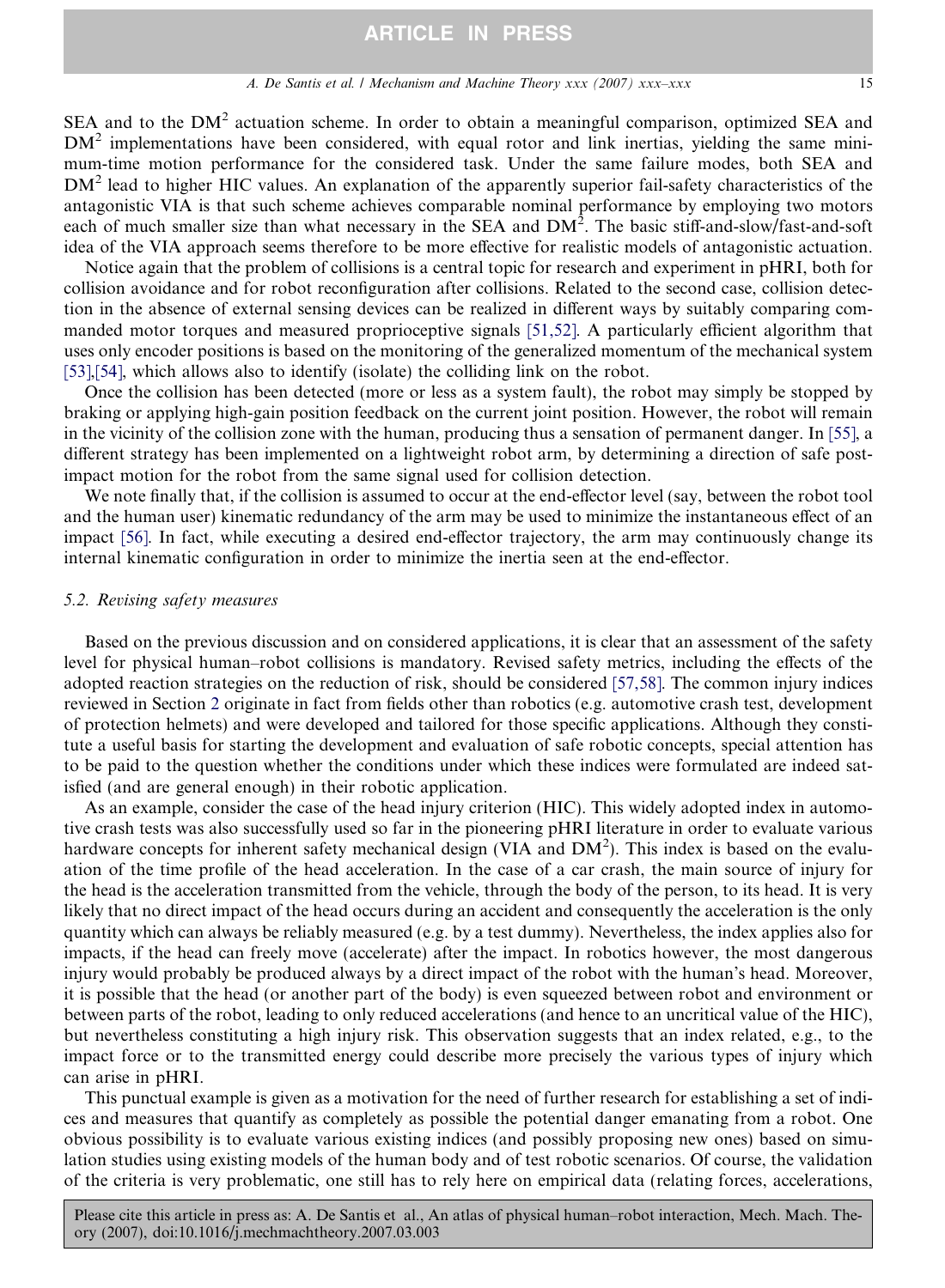SEA and to the $DM^2$ actuation scheme. In order to obtain a meaningful comparison, optimized SEA and $DM^2$ implementations have been considered, with equal rotor and link inertias, yielding the same minimum-time motion performance for the considered task. Under the same failure modes, both SEA and $DM^2$ lead to higher HIC values. An explanation of the apparently superior fail-safety characteristics of the antagonistic VIA is that such scheme achieves comparable nominal performance by employing two motors each of much smaller size than what necessary in the SEA and $DM^2$. The basic stiff-and-slow/fast-and-soft idea of the VIA approach seems therefore to be more effective for realistic models of antagonistic actuation.

Notice again that the problem of collisions is a central topic for research and experiment in pHRI, both for collision avoidance and for robot reconfiguration after collisions. Related to the second case, collision detection in the absence of external sensing devices can be realized in different ways by suitably comparing commanded motor torques and measured proprioceptive signals [51,52]. A particularly efficient algorithm that uses only encoder positions is based on the monitoring of the generalized momentum of the mechanical system [53],[54], which allows also to identify (isolate) the colliding link on the robot.

Once the collision has been detected (more or less as a system fault), the robot may simply be stopped by braking or applying high-gain position feedback on the current joint position. However, the robot will remain in the vicinity of the collision zone with the human, producing thus a sensation of permanent danger. In [55], a different strategy has been implemented on a lightweight robot arm, by determining a direction of safe post-impact motion for the robot from the same signal used for collision detection.

We note finally that, if the collision is assumed to occur at the end-effector level (say, between the robot tool and the human user) kinematic redundancy of the arm may be used to minimize the instantaneous effect of an impact [56]. In fact, while executing a desired end-effector trajectory, the arm may continuously change its internal kinematic configuration in order to minimize the inertia seen at the end-effector.

### 5.2. Revising safety measures

Based on the previous discussion and on considered applications, it is clear that an assessment of the safety level for physical human–robot collisions is mandatory. Revised safety metrics, including the effects of the adopted reaction strategies on the reduction of risk, should be considered [57,58]. The common injury indices reviewed in Section 2 originate in fact from fields other than robotics (e.g. automotive crash test, development of protection helmets) and were developed and tailored for those specific applications. Although they constitute a useful basis for starting the development and evaluation of safe robotic concepts, special attention has to be paid to the question whether the conditions under which these indices were formulated are indeed satisfied (and are general enough) in their robotic application.

As an example, consider the case of the head injury criterion (HIC). This widely adopted index in automotive crash tests was also successfully used so far in the pioneering pHRI literature in order to evaluate various hardware concepts for inherent safety mechanical design (VIA and $DM^2$). This index is based on the evaluation of the time profile of the head acceleration. In the case of a car crash, the main source of injury for the head is the acceleration transmitted from the vehicle, through the body of the person, to its head. It is very likely that no direct impact of the head occurs during an accident and consequently the acceleration is the only quantity which can always be reliably measured (e.g. by a test dummy). Nevertheless, the index applies also for impacts, if the head can freely move (accelerate) after the impact. In robotics however, the most dangerous injury would probably be produced always by a direct impact of the robot with the human's head. Moreover, it is possible that the head (or another part of the body) is even squeezed between robot and environment or between parts of the robot, leading to only reduced accelerations (and hence to an uncritical value of the HIC), but nevertheless constituting a high injury risk. This observation suggests that an index related, e.g., to the impact force or to the transmitted energy could describe more precisely the various types of injury which can arise in pHRI.

This punctual example is given as a motivation for the need of further research for establishing a set of indices and measures that quantify as completely as possible the potential danger emanating from a robot. One obvious possibility is to evaluate various existing indices (and possibly proposing new ones) based on simulation studies using existing models of the human body and of test robotic scenarios. Of course, the validation of the criteria is very problematic, one still has to rely here on empirical data (relating forces, accelerations,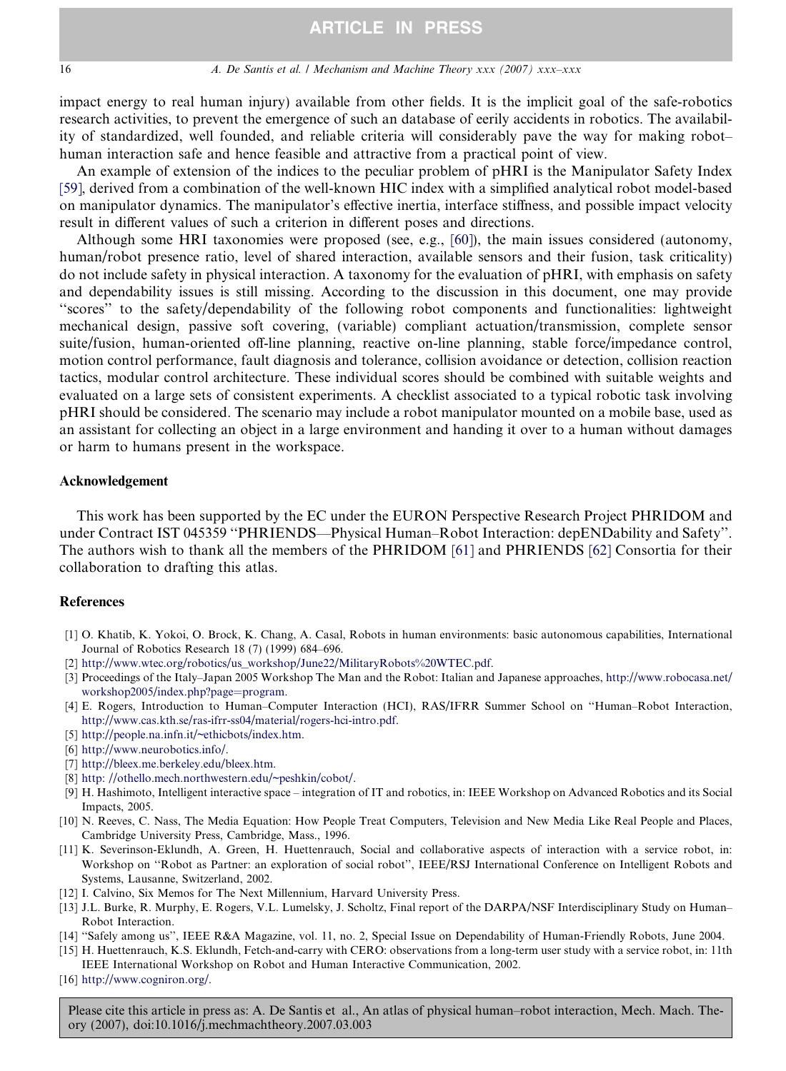impact energy to real human injury) available from other fields. It is the implicit goal of the safe-robotics research activities, to prevent the emergence of such an database of eerily accidents in robotics. The availability of standardized, well founded, and reliable criteria will considerably pave the way for making robot–human interaction safe and hence feasible and attractive from a practical point of view.

An example of extension of the indices to the peculiar problem of pHRI is the Manipulator Safety Index [59], derived from a combination of the well-known HIC index with a simplified analytical robot model-based on manipulator dynamics. The manipulator's effective inertia, interface stiffness, and possible impact velocity result in different values of such a criterion in different poses and directions.

Although some HRI taxonomies were proposed (see, e.g., [60]), the main issues considered (autonomy, human/robot presence ratio, level of shared interaction, available sensors and their fusion, task criticality) do not include safety in physical interaction. A taxonomy for the evaluation of pHRI, with emphasis on safety and dependability issues is still missing. According to the discussion in this document, one may provide "scores" to the safety/dependability of the following robot components and functionalities: lightweight mechanical design, passive soft covering, (variable) compliant actuation/transmission, complete sensor suite/fusion, human-oriented off-line planning, reactive on-line planning, stable force/impedance control, motion control performance, fault diagnosis and tolerance, collision avoidance or detection, collision reaction tactics, modular control architecture. These individual scores should be combined with suitable weights and evaluated on a large sets of consistent experiments. A checklist associated to a typical robotic task involving pHRI should be considered. The scenario may include a robot manipulator mounted on a mobile base, used as an assistant for collecting an object in a large environment and handing it over to a human without damages or harm to humans present in the workspace.

## Acknowledgement

This work has been supported by the EC under the EURON Perspective Research Project PHRIDOM and under Contract IST 045359 "PHRIENDS—Physical Human–Robot Interaction: depENDability and Safety". The authors wish to thank all the members of the PHRIDOM [61] and PHRIENDS [62] Consortia for their collaboration to drafting this atlas.

## References

[1] O. Khatib, K. Yokoi, O. Brock, K. Chang, A. Casal, Robots in human environments: basic autonomous capabilities, International Journal of Robotics Research 18 (7) (1999) 684–696.

[2] http://www.wtec.org/robotics/us_workshop/June22/MilitaryRobots%20WTEC.pdf.

[3] Proceedings of the Italy–Japan 2005 Workshop The Man and the Robot: Italian and Japanese approaches, http://www.robocasa.net/workshop2005/index.php?page=program.

[4] E. Rogers, Introduction to Human–Computer Interaction (HCI), RAS/IFRR Summer School on "Human–Robot Interaction, http://www.cas.kth.se/ras-ifrr-ss04/material/rogers-hci-intro.pdf.

[5] http://people.na.infn.it/~ethicbots/index.htm.

[6] http://www.neurobotics.info/.

[7] http://bleex.me.berkeley.edu/bleex.htm.

[8] http: //othello.mech.northwestern.edu/~peshkin/cobot/.

[9] H. Hashimoto, Intelligent interactive space – integration of IT and robotics, in: IEEE Workshop on Advanced Robotics and its Social Impacts, 2005.

[10] N. Reeves, C. Nass, The Media Equation: How People Treat Computers, Television and New Media Like Real People and Places, Cambridge University Press, Cambridge, Mass., 1996.

[11] K. Severinson-Eklundh, A. Green, H. Huettenrauch, Social and collaborative aspects of interaction with a service robot, in: Workshop on "Robot as Partner: an exploration of social robot", IEEE/RSJ International Conference on Intelligent Robots and Systems, Lausanne, Switzerland, 2002.

[12] I. Calvino, Six Memos for The Next Millennium, Harvard University Press.

[13] J.L. Burke, R. Murphy, E. Rogers, V.L. Lumelsky, J. Scholtz, Final report of the DARPA/NSF Interdisciplinary Study on Human–Robot Interaction.

[14] "Safely among us", IEEE R&A Magazine, vol. 11, no. 2, Special Issue on Dependability of Human-Friendly Robots, June 2004.

[15] H. Huettenrauch, K.S. Eklundh, Fetch-and-carry with CERO: observations from a long-term user study with a service robot, in: 11th IEEE International Workshop on Robot and Human Interactive Communication, 2002.

[16] http://www.cogniron.org/.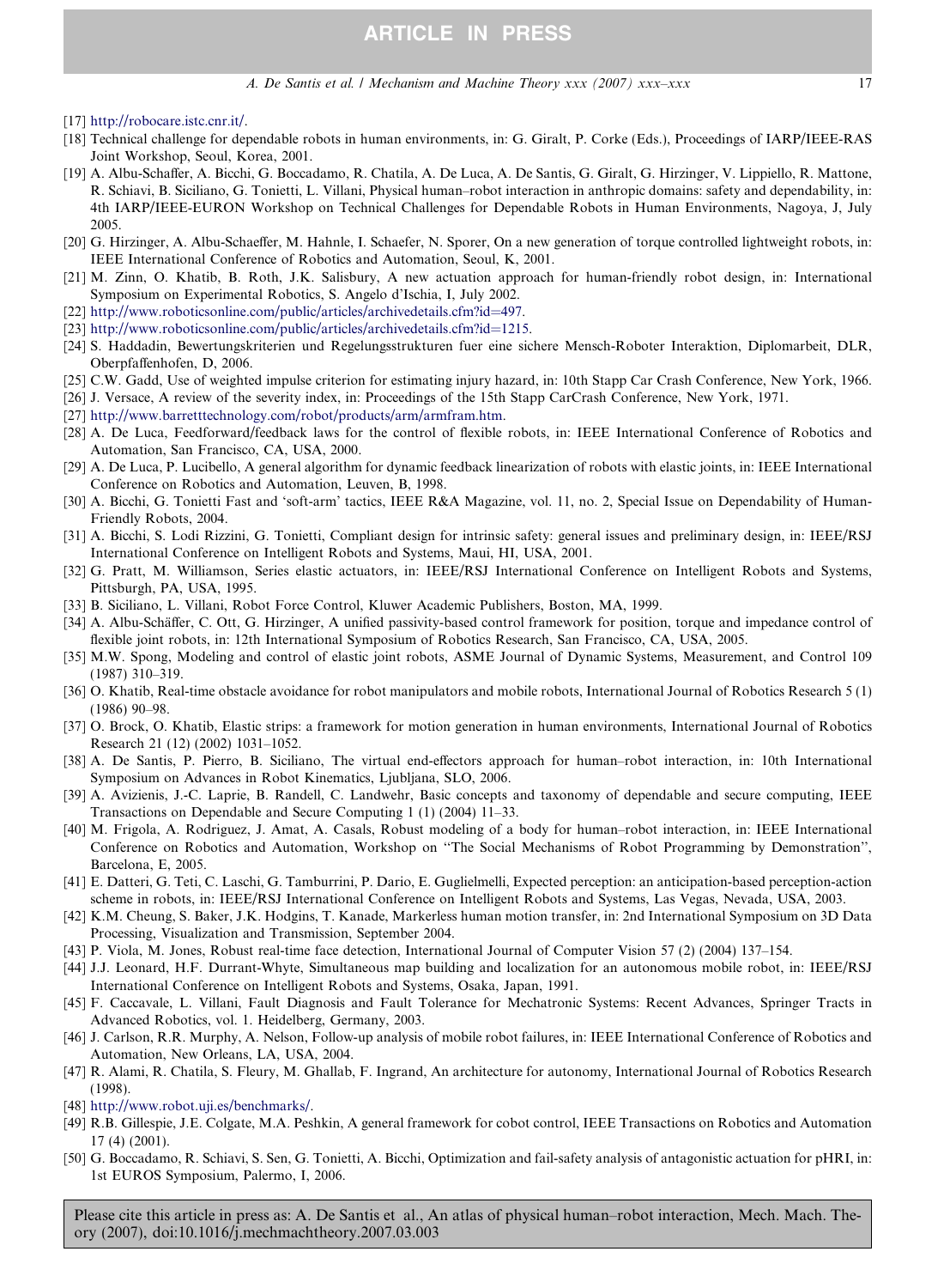[17] http://robocare.istc.cnr.it/.

[18] Technical challenge for dependable robots in human environments, in: G. Giralt, P. Corke (Eds.), Proceedings of IARP/IEEE-RAS Joint Workshop, Seoul, Korea, 2001.

[19] A. Albu-Schaffer, A. Bicchi, G. Boccadamo, R. Chatila, A. De Luca, A. De Santis, G. Giralt, G. Hirzinger, V. Lippiello, R. Mattone, R. Schiavi, B. Siciliano, G. Tonietti, L. Villani, Physical human–robot interaction in anthropic domains: safety and dependability, in: 4th IARP/IEEE-EURON Workshop on Technical Challenges for Dependable Robots in Human Environments, Nagoya, J, July 2005.

[20] G. Hirzinger, A. Albu-Schaeffer, M. Hahnle, I. Schaefer, N. Sporer, On a new generation of torque controlled lightweight robots, in: IEEE International Conference of Robotics and Automation, Seoul, K, 2001.

[21] M. Zinn, O. Khatib, B. Roth, J.K. Salisbury, A new actuation approach for human-friendly robot design, in: International Symposium on Experimental Robotics, S. Angelo d'Ischia, I, July 2002.

[22] http://www.roboticsonline.com/public/articles/archivedetails.cfm?id=497.

[23] http://www.roboticsonline.com/public/articles/archivedetails.cfm?id=1215.

[24] S. Haddadin, Bewertungskriterien und Regelungsstrukturen fuer eine sichere Mensch-Roboter Interaktion, Diplomarbeit, DLR, Oberpfaffenhofen, D, 2006.

[25] C.W. Gadd, Use of weighted impulse criterion for estimating injury hazard, in: 10th Stapp Car Crash Conference, New York, 1966.

[26] J. Versace, A review of the severity index, in: Proceedings of the 15th Stapp CarCrash Conference, New York, 1971.

[27] http://www.barretttechnology.com/robot/products/arm/armfram.htm.

[28] A. De Luca, Feedforward/feedback laws for the control of flexible robots, in: IEEE International Conference of Robotics and Automation, San Francisco, CA, USA, 2000.

[29] A. De Luca, P. Lucibello, A general algorithm for dynamic feedback linearization of robots with elastic joints, in: IEEE International Conference on Robotics and Automation, Leuven, B, 1998.

[30] A. Bicchi, G. Tonietti Fast and 'soft-arm' tactics, IEEE R&A Magazine, vol. 11, no. 2, Special Issue on Dependability of Human-Friendly Robots, 2004.

[31] A. Bicchi, S. Lodi Rizzini, G. Tonietti, Compliant design for intrinsic safety: general issues and preliminary design, in: IEEE/RSJ International Conference on Intelligent Robots and Systems, Maui, HI, USA, 2001.

[32] G. Pratt, M. Williamson, Series elastic actuators, in: IEEE/RSJ International Conference on Intelligent Robots and Systems, Pittsburgh, PA, USA, 1995.

[33] B. Siciliano, L. Villani, Robot Force Control, Kluwer Academic Publishers, Boston, MA, 1999.

[34] A. Albu-Schäffer, C. Ott, G. Hirzinger, A unified passivity-based control framework for position, torque and impedance control of flexible joint robots, in: 12th International Symposium of Robotics Research, San Francisco, CA, USA, 2005.

[35] M.W. Spong, Modeling and control of elastic joint robots, ASME Journal of Dynamic Systems, Measurement, and Control 109 (1987) 310–319.

[36] O. Khatib, Real-time obstacle avoidance for robot manipulators and mobile robots, International Journal of Robotics Research 5 (1) (1986) 90–98.

[37] O. Brock, O. Khatib, Elastic strips: a framework for motion generation in human environments, International Journal of Robotics Research 21 (12) (2002) 1031–1052.

[38] A. De Santis, P. Pierro, B. Siciliano, The virtual end-effectors approach for human–robot interaction, in: 10th International Symposium on Advances in Robot Kinematics, Ljubljana, SLO, 2006.

[39] A. Avizienis, J.-C. Laprie, B. Randell, C. Landwehr, Basic concepts and taxonomy of dependable and secure computing, IEEE Transactions on Dependable and Secure Computing 1 (1) (2004) 11–33.

[40] M. Frigola, A. Rodriguez, J. Amat, A. Casals, Robust modeling of a body for human–robot interaction, in: IEEE International Conference on Robotics and Automation, Workshop on "The Social Mechanisms of Robot Programming by Demonstration", Barcelona, E, 2005.

[41] E. Datteri, G. Teti, C. Laschi, G. Tamburrini, P. Dario, E. Guglielmelli, Expected perception: an anticipation-based perception-action scheme in robots, in: IEEE/RSJ International Conference on Intelligent Robots and Systems, Las Vegas, Nevada, USA, 2003.

[42] K.M. Cheung, S. Baker, J.K. Hodgins, T. Kanade, Markerless human motion transfer, in: 2nd International Symposium on 3D Data Processing, Visualization and Transmission, September 2004.

[43] P. Viola, M. Jones, Robust real-time face detection, International Journal of Computer Vision 57 (2) (2004) 137–154.

[44] J.J. Leonard, H.F. Durrant-Whyte, Simultaneous map building and localization for an autonomous mobile robot, in: IEEE/RSJ International Conference on Intelligent Robots and Systems, Osaka, Japan, 1991.

[45] F. Caccavale, L. Villani, Fault Diagnosis and Fault Tolerance for Mechatronic Systems: Recent Advances, Springer Tracts in Advanced Robotics, vol. 1. Heidelberg, Germany, 2003.

[46] J. Carlson, R.R. Murphy, A. Nelson, Follow-up analysis of mobile robot failures, in: IEEE International Conference of Robotics and Automation, New Orleans, LA, USA, 2004.

[47] R. Alami, R. Chatila, S. Fleury, M. Ghallab, F. Ingrand, An architecture for autonomy, International Journal of Robotics Research (1998).

[48] http://www.robot.uji.es/benchmarks/.

[49] R.B. Gillespie, J.E. Colgate, M.A. Peshkin, A general framework for cobot control, IEEE Transactions on Robotics and Automation 17 (4) (2001).

[50] G. Boccadamo, R. Schiavi, S. Sen, G. Tonietti, A. Bicchi, Optimization and fail-safety analysis of antagonistic actuation for pHRI, in: 1st EUROS Symposium, Palermo, I, 2006.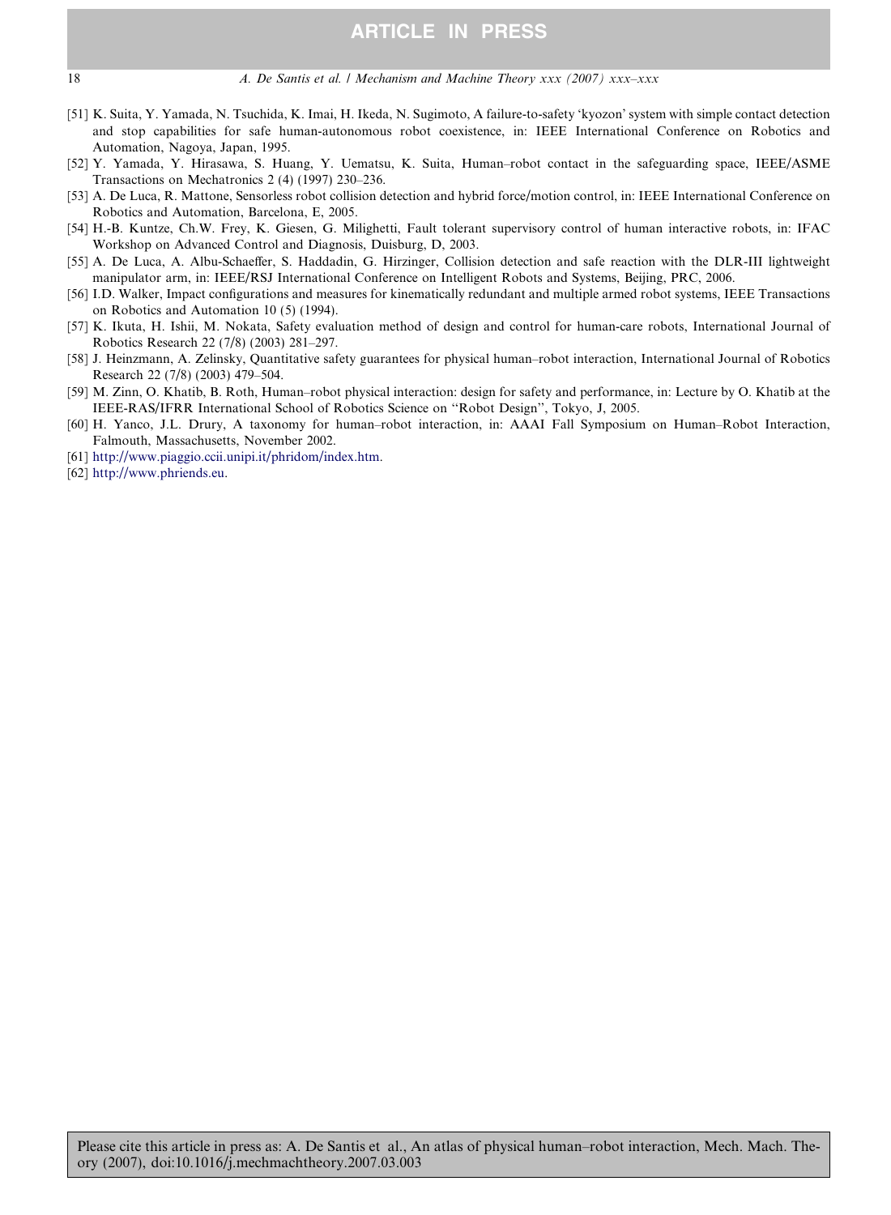[51] K. Suita, Y. Yamada, N. Tsuchida, K. Imai, H. Ikeda, N. Sugimoto, A failure-to-safety 'kyozon' system with simple contact detection and stop capabilities for safe human-autonomous robot coexistence, in: IEEE International Conference on Robotics and Automation, Nagoya, Japan, 1995.

[52] Y. Yamada, Y. Hirasawa, S. Huang, Y. Uematsu, K. Suita, Human–robot contact in the safeguarding space, IEEE/ASME Transactions on Mechatronics 2 (4) (1997) 230–236.

[53] A. De Luca, R. Mattone, Sensorless robot collision detection and hybrid force/motion control, in: IEEE International Conference on Robotics and Automation, Barcelona, E, 2005.

[54] H.-B. Kuntze, Ch.W. Frey, K. Giesen, G. Milighetti, Fault tolerant supervisory control of human interactive robots, in: IFAC Workshop on Advanced Control and Diagnosis, Duisburg, D, 2003.

[55] A. De Luca, A. Albu-Schaeffer, S. Haddadin, G. Hirzinger, Collision detection and safe reaction with the DLR-III lightweight manipulator arm, in: IEEE/RSJ International Conference on Intelligent Robots and Systems, Beijing, PRC, 2006.

[56] I.D. Walker, Impact configurations and measures for kinematically redundant and multiple armed robot systems, IEEE Transactions on Robotics and Automation 10 (5) (1994).

[57] K. Ikuta, H. Ishii, M. Nokata, Safety evaluation method of design and control for human-care robots, International Journal of Robotics Research 22 (7/8) (2003) 281–297.

[58] J. Heinzmann, A. Zelinsky, Quantitative safety guarantees for physical human–robot interaction, International Journal of Robotics Research 22 (7/8) (2003) 479–504.

[59] M. Zinn, O. Khatib, B. Roth, Human–robot physical interaction: design for safety and performance, in: Lecture by O. Khatib at the IEEE-RAS/IFRR International School of Robotics Science on "Robot Design", Tokyo, J, 2005.

[60] H. Yanco, J.L. Drury, A taxonomy for human–robot interaction, in: AAAI Fall Symposium on Human–Robot Interaction, Falmouth, Massachusetts, November 2002.

[61] http://www.piaggio.ccii.unipi.it/phridom/index.htm.

[62] http://www.phriends.eu.